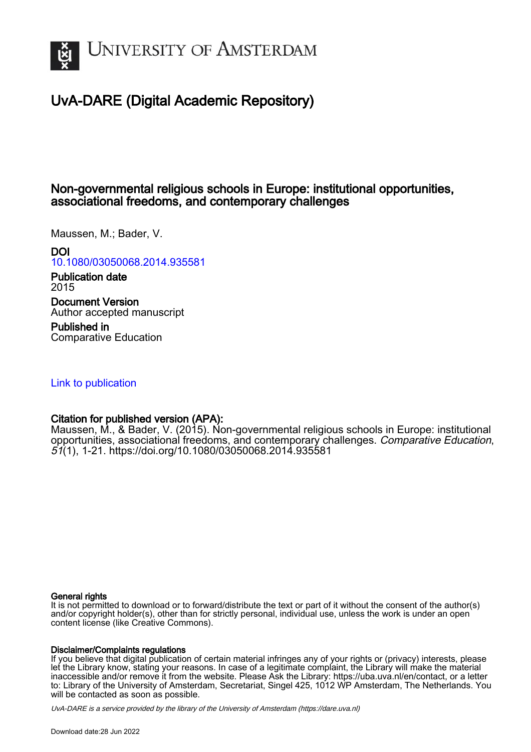# UNIVERSITY OF AMSTERDAM

## UvA-DARE (Digital Academic Repository)

### Non-governmental religious schools in Europe: institutional opportunities, associational freedoms, and contemporary challenges

Maussen, M.; Bader, V.

**DOI**
10.1080/03050068.2014.935581

**Publication date**
2015

**Document Version**
Author accepted manuscript

**Published in**
Comparative Education

Link to publication

**Citation for published version (APA):**
Maussen, M., & Bader, V. (2015). Non-governmental religious schools in Europe: institutional opportunities, associational freedoms, and contemporary challenges. *Comparative Education*, *51*(1), 1-21. https://doi.org/10.1080/03050068.2014.935581

**General rights**
It is not permitted to download or to forward/distribute the text or part of it without the consent of the author(s) and/or copyright holder(s), other than for strictly personal, individual use, unless the work is under an open content license (like Creative Commons).

**Disclaimer/Complaints regulations**
If you believe that digital publication of certain material infringes any of your rights or (privacy) interests, please let the Library know, stating your reasons. In case of a legitimate complaint, the Library will make the material inaccessible and/or remove it from the website. Please Ask the Library: https://uba.uva.nl/en/contact, or a letter to: Library of the University of Amsterdam, Secretariat, Singel 425, 1012 WP Amsterdam, The Netherlands. You will be contacted as soon as possible.

*UvA-DARE is a service provided by the library of the University of Amsterdam (https://dare.uva.nl)*

Download date:28 Jun 2022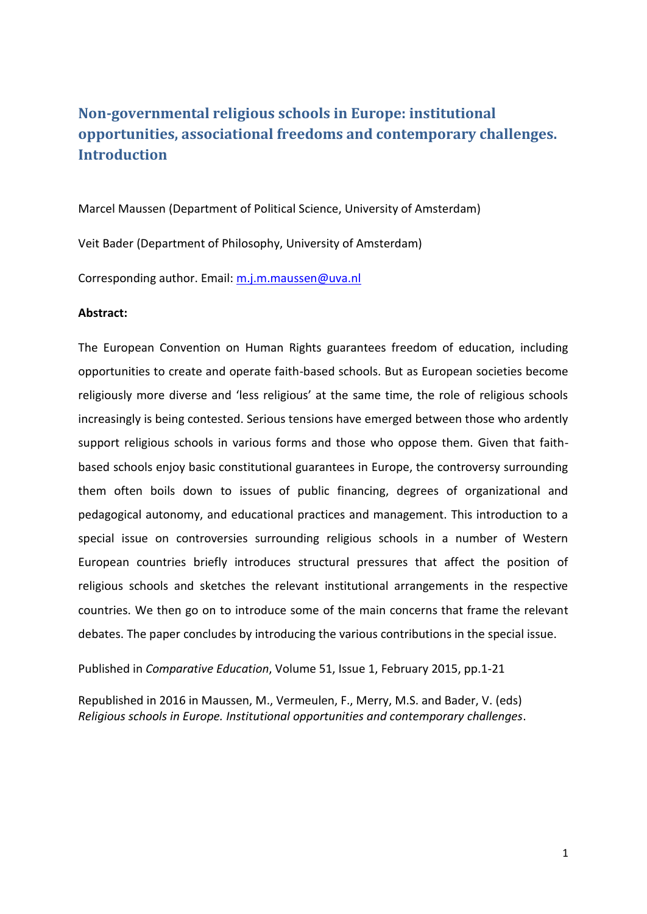# Non-governmental religious schools in Europe: institutional opportunities, associational freedoms and contemporary challenges. Introduction

Marcel Maussen (Department of Political Science, University of Amsterdam)

Veit Bader (Department of Philosophy, University of Amsterdam)

Corresponding author. Email: m.j.m.maussen@uva.nl

**Abstract:**

The European Convention on Human Rights guarantees freedom of education, including opportunities to create and operate faith-based schools. But as European societies become religiously more diverse and 'less religious' at the same time, the role of religious schools increasingly is being contested. Serious tensions have emerged between those who ardently support religious schools in various forms and those who oppose them. Given that faith-based schools enjoy basic constitutional guarantees in Europe, the controversy surrounding them often boils down to issues of public financing, degrees of organizational and pedagogical autonomy, and educational practices and management. This introduction to a special issue on controversies surrounding religious schools in a number of Western European countries briefly introduces structural pressures that affect the position of religious schools and sketches the relevant institutional arrangements in the respective countries. We then go on to introduce some of the main concerns that frame the relevant debates. The paper concludes by introducing the various contributions in the special issue.

Published in *Comparative Education*, Volume 51, Issue 1, February 2015, pp.1-21

Republished in 2016 in Maussen, M., Vermeulen, F., Merry, M.S. and Bader, V. (eds) *Religious schools in Europe. Institutional opportunities and contemporary challenges*.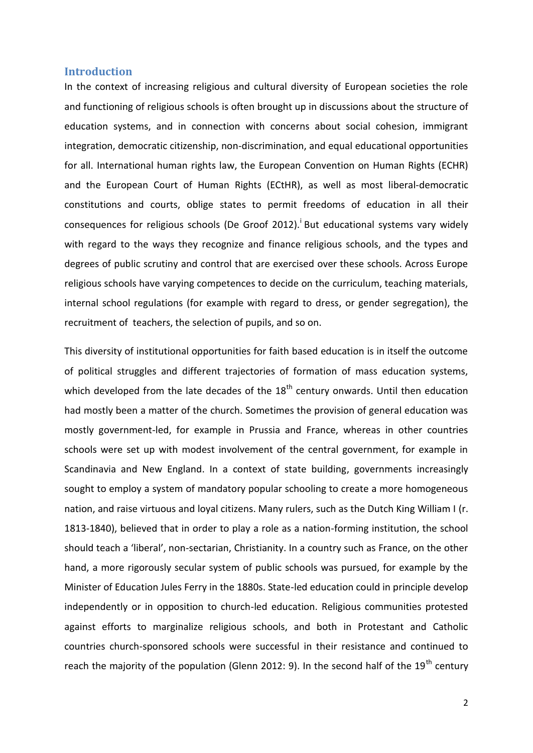## Introduction

In the context of increasing religious and cultural diversity of European societies the role and functioning of religious schools is often brought up in discussions about the structure of education systems, and in connection with concerns about social cohesion, immigrant integration, democratic citizenship, non-discrimination, and equal educational opportunities for all. International human rights law, the European Convention on Human Rights (ECHR) and the European Court of Human Rights (ECtHR), as well as most liberal-democratic constitutions and courts, oblige states to permit freedoms of education in all their consequences for religious schools (De Groof 2012).[i] But educational systems vary widely with regard to the ways they recognize and finance religious schools, and the types and degrees of public scrutiny and control that are exercised over these schools. Across Europe religious schools have varying competences to decide on the curriculum, teaching materials, internal school regulations (for example with regard to dress, or gender segregation), the recruitment of teachers, the selection of pupils, and so on.

This diversity of institutional opportunities for faith based education is in itself the outcome of political struggles and different trajectories of formation of mass education systems, which developed from the late decades of the 18th century onwards. Until then education had mostly been a matter of the church. Sometimes the provision of general education was mostly government-led, for example in Prussia and France, whereas in other countries schools were set up with modest involvement of the central government, for example in Scandinavia and New England. In a context of state building, governments increasingly sought to employ a system of mandatory popular schooling to create a more homogeneous nation, and raise virtuous and loyal citizens. Many rulers, such as the Dutch King William I (r. 1813-1840), believed that in order to play a role as a nation-forming institution, the school should teach a 'liberal', non-sectarian, Christianity. In a country such as France, on the other hand, a more rigorously secular system of public schools was pursued, for example by the Minister of Education Jules Ferry in the 1880s. State-led education could in principle develop independently or in opposition to church-led education. Religious communities protested against efforts to marginalize religious schools, and both in Protestant and Catholic countries church-sponsored schools were successful in their resistance and continued to reach the majority of the population (Glenn 2012: 9). In the second half of the 19th century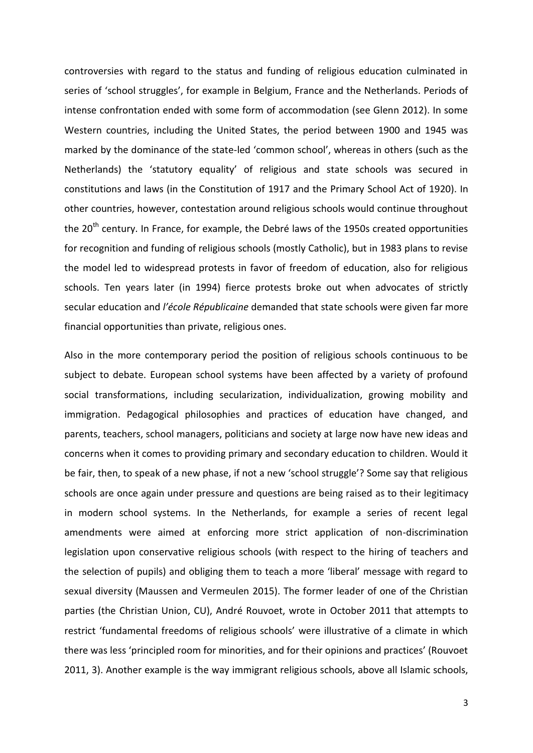controversies with regard to the status and funding of religious education culminated in series of 'school struggles', for example in Belgium, France and the Netherlands. Periods of intense confrontation ended with some form of accommodation (see Glenn 2012). In some Western countries, including the United States, the period between 1900 and 1945 was marked by the dominance of the state-led 'common school', whereas in others (such as the Netherlands) the 'statutory equality' of religious and state schools was secured in constitutions and laws (in the Constitution of 1917 and the Primary School Act of 1920). In other countries, however, contestation around religious schools would continue throughout the 20th century. In France, for example, the Debré laws of the 1950s created opportunities for recognition and funding of religious schools (mostly Catholic), but in 1983 plans to revise the model led to widespread protests in favor of freedom of education, also for religious schools. Ten years later (in 1994) fierce protests broke out when advocates of strictly secular education and *l'école Républicaine* demanded that state schools were given far more financial opportunities than private, religious ones.

Also in the more contemporary period the position of religious schools continuous to be subject to debate. European school systems have been affected by a variety of profound social transformations, including secularization, individualization, growing mobility and immigration. Pedagogical philosophies and practices of education have changed, and parents, teachers, school managers, politicians and society at large now have new ideas and concerns when it comes to providing primary and secondary education to children. Would it be fair, then, to speak of a new phase, if not a new 'school struggle'? Some say that religious schools are once again under pressure and questions are being raised as to their legitimacy in modern school systems. In the Netherlands, for example a series of recent legal amendments were aimed at enforcing more strict application of non-discrimination legislation upon conservative religious schools (with respect to the hiring of teachers and the selection of pupils) and obliging them to teach a more 'liberal' message with regard to sexual diversity (Maussen and Vermeulen 2015). The former leader of one of the Christian parties (the Christian Union, CU), André Rouvoet, wrote in October 2011 that attempts to restrict 'fundamental freedoms of religious schools' were illustrative of a climate in which there was less 'principled room for minorities, and for their opinions and practices' (Rouvoet 2011, 3). Another example is the way immigrant religious schools, above all Islamic schools,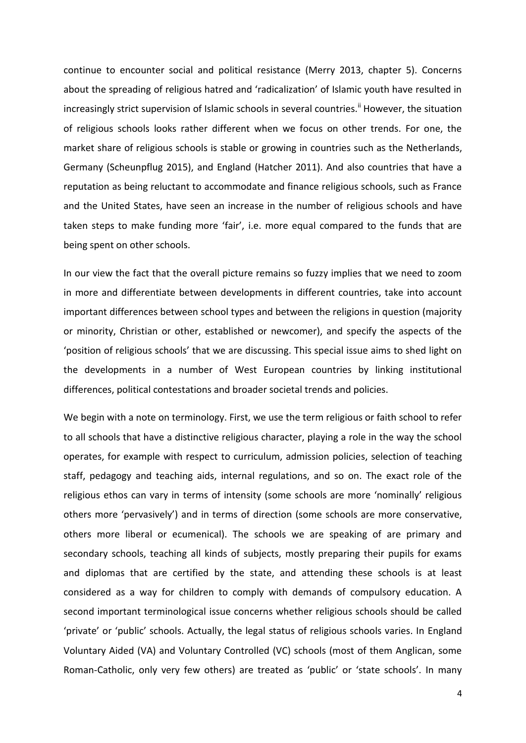continue to encounter social and political resistance (Merry 2013, chapter 5). Concerns about the spreading of religious hatred and 'radicalization' of Islamic youth have resulted in increasingly strict supervision of Islamic schools in several countries.[ii] However, the situation of religious schools looks rather different when we focus on other trends. For one, the market share of religious schools is stable or growing in countries such as the Netherlands, Germany (Scheunpflug 2015), and England (Hatcher 2011). And also countries that have a reputation as being reluctant to accommodate and finance religious schools, such as France and the United States, have seen an increase in the number of religious schools and have taken steps to make funding more 'fair', i.e. more equal compared to the funds that are being spent on other schools.

In our view the fact that the overall picture remains so fuzzy implies that we need to zoom in more and differentiate between developments in different countries, take into account important differences between school types and between the religions in question (majority or minority, Christian or other, established or newcomer), and specify the aspects of the 'position of religious schools' that we are discussing. This special issue aims to shed light on the developments in a number of West European countries by linking institutional differences, political contestations and broader societal trends and policies.

We begin with a note on terminology. First, we use the term religious or faith school to refer to all schools that have a distinctive religious character, playing a role in the way the school operates, for example with respect to curriculum, admission policies, selection of teaching staff, pedagogy and teaching aids, internal regulations, and so on. The exact role of the religious ethos can vary in terms of intensity (some schools are more 'nominally' religious others more 'pervasively') and in terms of direction (some schools are more conservative, others more liberal or ecumenical). The schools we are speaking of are primary and secondary schools, teaching all kinds of subjects, mostly preparing their pupils for exams and diplomas that are certified by the state, and attending these schools is at least considered as a way for children to comply with demands of compulsory education. A second important terminological issue concerns whether religious schools should be called 'private' or 'public' schools. Actually, the legal status of religious schools varies. In England Voluntary Aided (VA) and Voluntary Controlled (VC) schools (most of them Anglican, some Roman-Catholic, only very few others) are treated as 'public' or 'state schools'. In many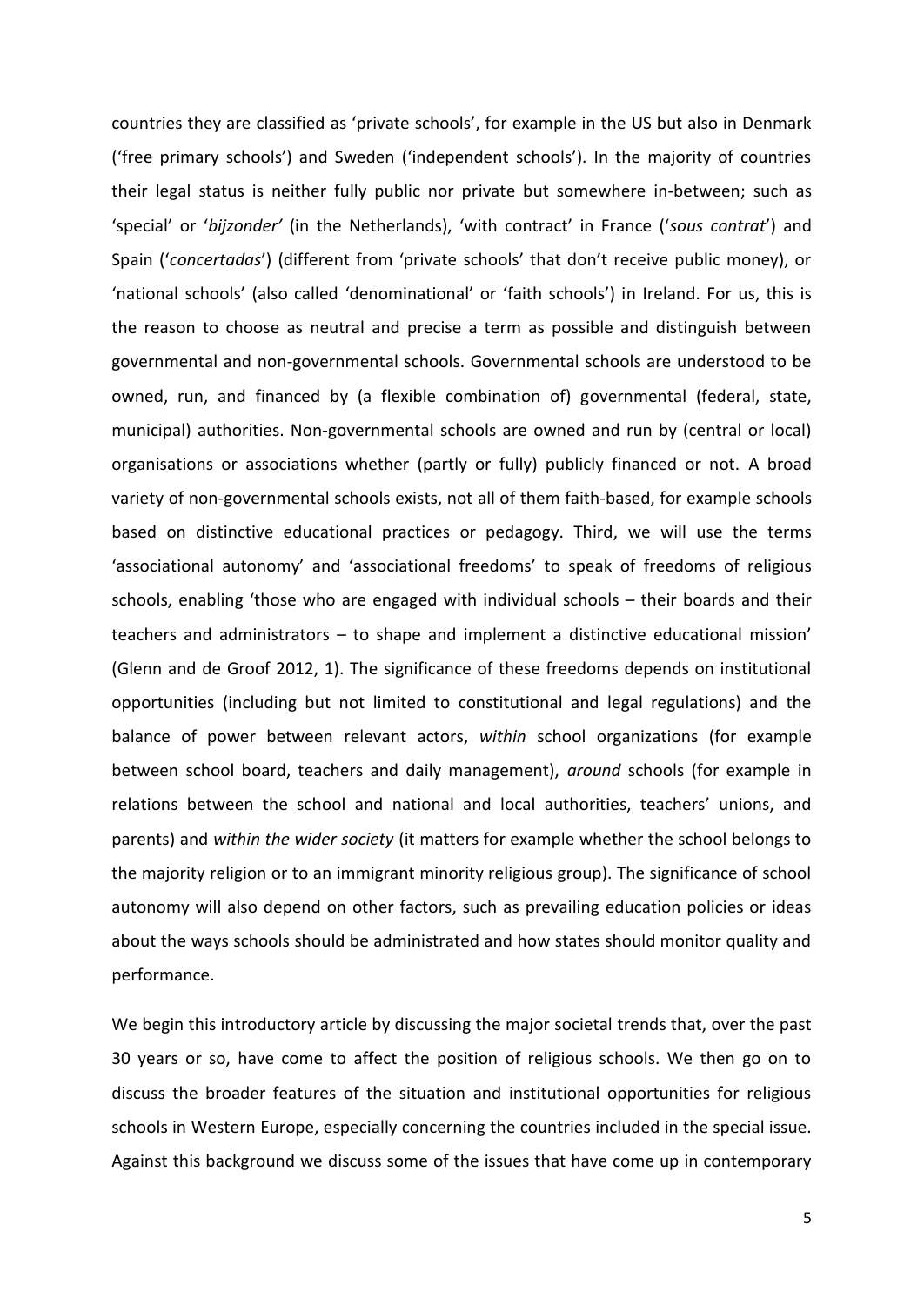countries they are classified as 'private schools', for example in the US but also in Denmark ('free primary schools') and Sweden ('independent schools'). In the majority of countries their legal status is neither fully public nor private but somewhere in-between; such as 'special' or '*bijzonder'* (in the Netherlands), 'with contract' in France ('*sous contrat*') and Spain ('*concertadas*') (different from 'private schools' that don't receive public money), or 'national schools' (also called 'denominational' or 'faith schools') in Ireland. For us, this is the reason to choose as neutral and precise a term as possible and distinguish between governmental and non-governmental schools. Governmental schools are understood to be owned, run, and financed by (a flexible combination of) governmental (federal, state, municipal) authorities. Non-governmental schools are owned and run by (central or local) organisations or associations whether (partly or fully) publicly financed or not. A broad variety of non-governmental schools exists, not all of them faith-based, for example schools based on distinctive educational practices or pedagogy. Third, we will use the terms 'associational autonomy' and 'associational freedoms' to speak of freedoms of religious schools, enabling 'those who are engaged with individual schools – their boards and their teachers and administrators – to shape and implement a distinctive educational mission' (Glenn and de Groof 2012, 1). The significance of these freedoms depends on institutional opportunities (including but not limited to constitutional and legal regulations) and the balance of power between relevant actors, *within* school organizations (for example between school board, teachers and daily management), *around* schools (for example in relations between the school and national and local authorities, teachers' unions, and parents) and *within the wider society* (it matters for example whether the school belongs to the majority religion or to an immigrant minority religious group). The significance of school autonomy will also depend on other factors, such as prevailing education policies or ideas about the ways schools should be administrated and how states should monitor quality and performance.

We begin this introductory article by discussing the major societal trends that, over the past 30 years or so, have come to affect the position of religious schools. We then go on to discuss the broader features of the situation and institutional opportunities for religious schools in Western Europe, especially concerning the countries included in the special issue. Against this background we discuss some of the issues that have come up in contemporary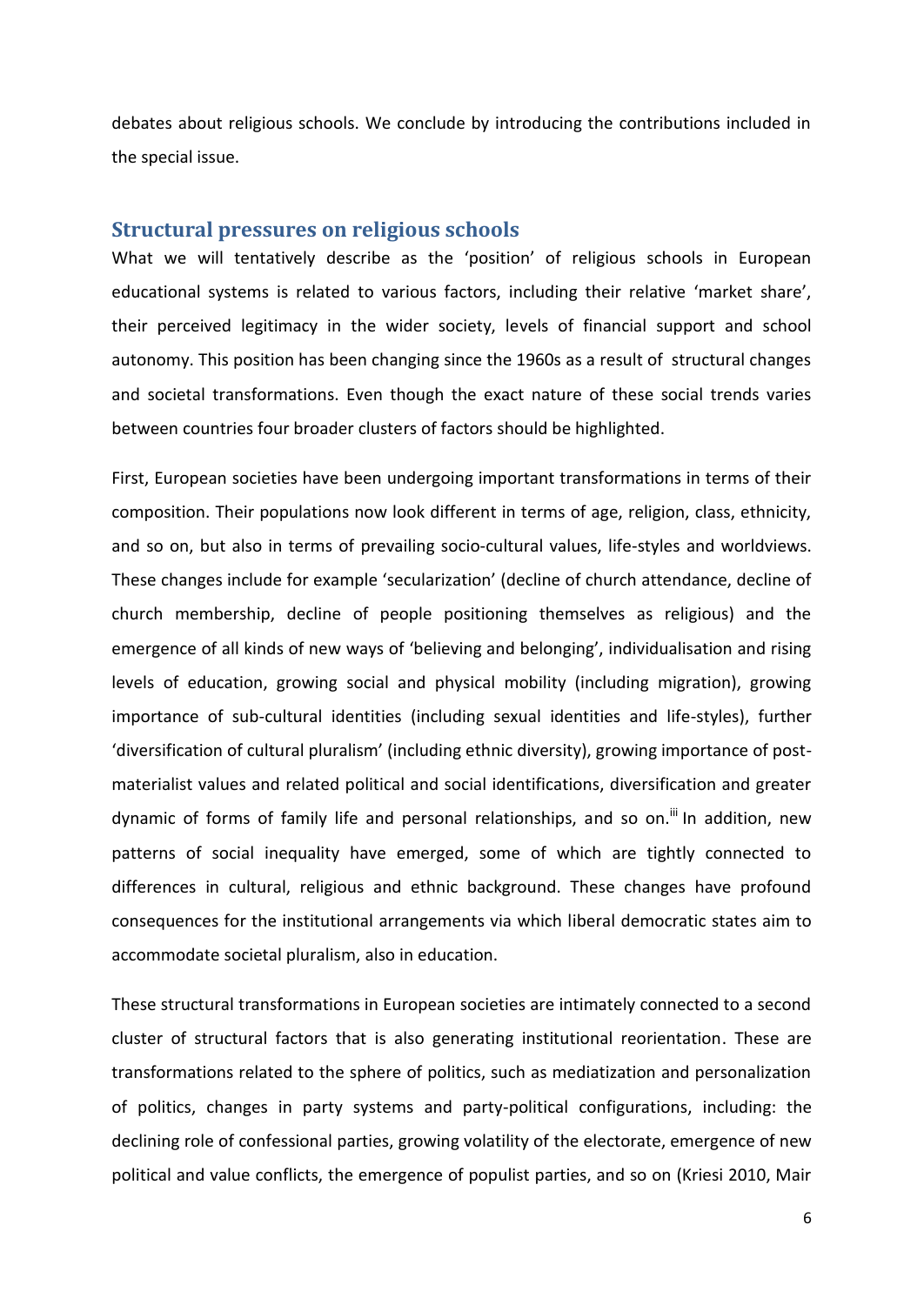debates about religious schools. We conclude by introducing the contributions included in the special issue.

## Structural pressures on religious schools

What we will tentatively describe as the 'position' of religious schools in European educational systems is related to various factors, including their relative 'market share', their perceived legitimacy in the wider society, levels of financial support and school autonomy. This position has been changing since the 1960s as a result of structural changes and societal transformations. Even though the exact nature of these social trends varies between countries four broader clusters of factors should be highlighted.

First, European societies have been undergoing important transformations in terms of their composition. Their populations now look different in terms of age, religion, class, ethnicity, and so on, but also in terms of prevailing socio-cultural values, life-styles and worldviews. These changes include for example 'secularization' (decline of church attendance, decline of church membership, decline of people positioning themselves as religious) and the emergence of all kinds of new ways of 'believing and belonging', individualisation and rising levels of education, growing social and physical mobility (including migration), growing importance of sub-cultural identities (including sexual identities and life-styles), further 'diversification of cultural pluralism' (including ethnic diversity), growing importance of post-materialist values and related political and social identifications, diversification and greater dynamic of forms of family life and personal relationships, and so on.[iii] In addition, new patterns of social inequality have emerged, some of which are tightly connected to differences in cultural, religious and ethnic background. These changes have profound consequences for the institutional arrangements via which liberal democratic states aim to accommodate societal pluralism, also in education.

These structural transformations in European societies are intimately connected to a second cluster of structural factors that is also generating institutional reorientation. These are transformations related to the sphere of politics, such as mediatization and personalization of politics, changes in party systems and party-political configurations, including: the declining role of confessional parties, growing volatility of the electorate, emergence of new political and value conflicts, the emergence of populist parties, and so on (Kriesi 2010, Mair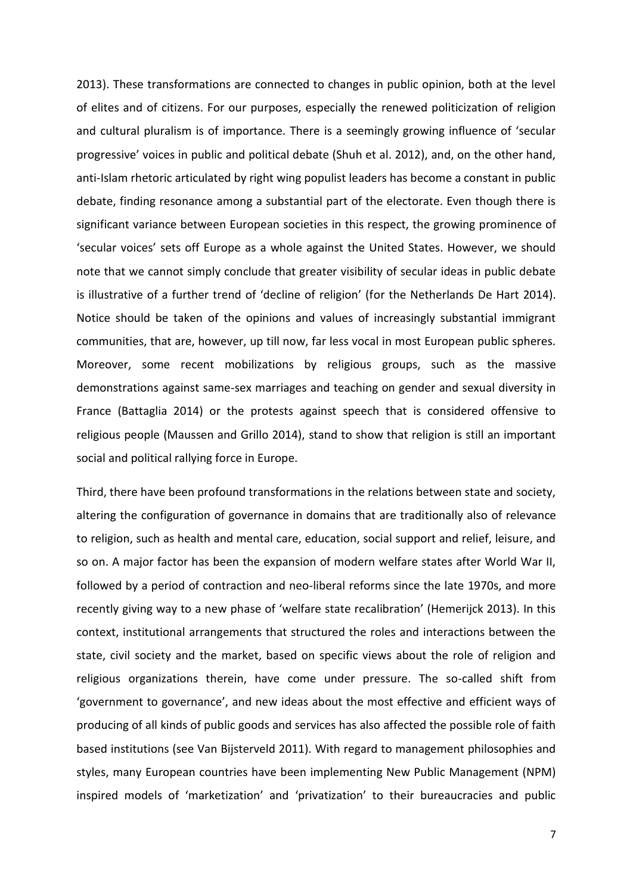2013). These transformations are connected to changes in public opinion, both at the level of elites and of citizens. For our purposes, especially the renewed politicization of religion and cultural pluralism is of importance. There is a seemingly growing influence of 'secular progressive' voices in public and political debate (Shuh et al. 2012), and, on the other hand, anti-Islam rhetoric articulated by right wing populist leaders has become a constant in public debate, finding resonance among a substantial part of the electorate. Even though there is significant variance between European societies in this respect, the growing prominence of 'secular voices' sets off Europe as a whole against the United States. However, we should note that we cannot simply conclude that greater visibility of secular ideas in public debate is illustrative of a further trend of 'decline of religion' (for the Netherlands De Hart 2014). Notice should be taken of the opinions and values of increasingly substantial immigrant communities, that are, however, up till now, far less vocal in most European public spheres. Moreover, some recent mobilizations by religious groups, such as the massive demonstrations against same-sex marriages and teaching on gender and sexual diversity in France (Battaglia 2014) or the protests against speech that is considered offensive to religious people (Maussen and Grillo 2014), stand to show that religion is still an important social and political rallying force in Europe.

Third, there have been profound transformations in the relations between state and society, altering the configuration of governance in domains that are traditionally also of relevance to religion, such as health and mental care, education, social support and relief, leisure, and so on. A major factor has been the expansion of modern welfare states after World War II, followed by a period of contraction and neo-liberal reforms since the late 1970s, and more recently giving way to a new phase of 'welfare state recalibration' (Hemerijck 2013). In this context, institutional arrangements that structured the roles and interactions between the state, civil society and the market, based on specific views about the role of religion and religious organizations therein, have come under pressure. The so-called shift from 'government to governance', and new ideas about the most effective and efficient ways of producing of all kinds of public goods and services has also affected the possible role of faith based institutions (see Van Bijsterveld 2011). With regard to management philosophies and styles, many European countries have been implementing New Public Management (NPM) inspired models of 'marketization' and 'privatization' to their bureaucracies and public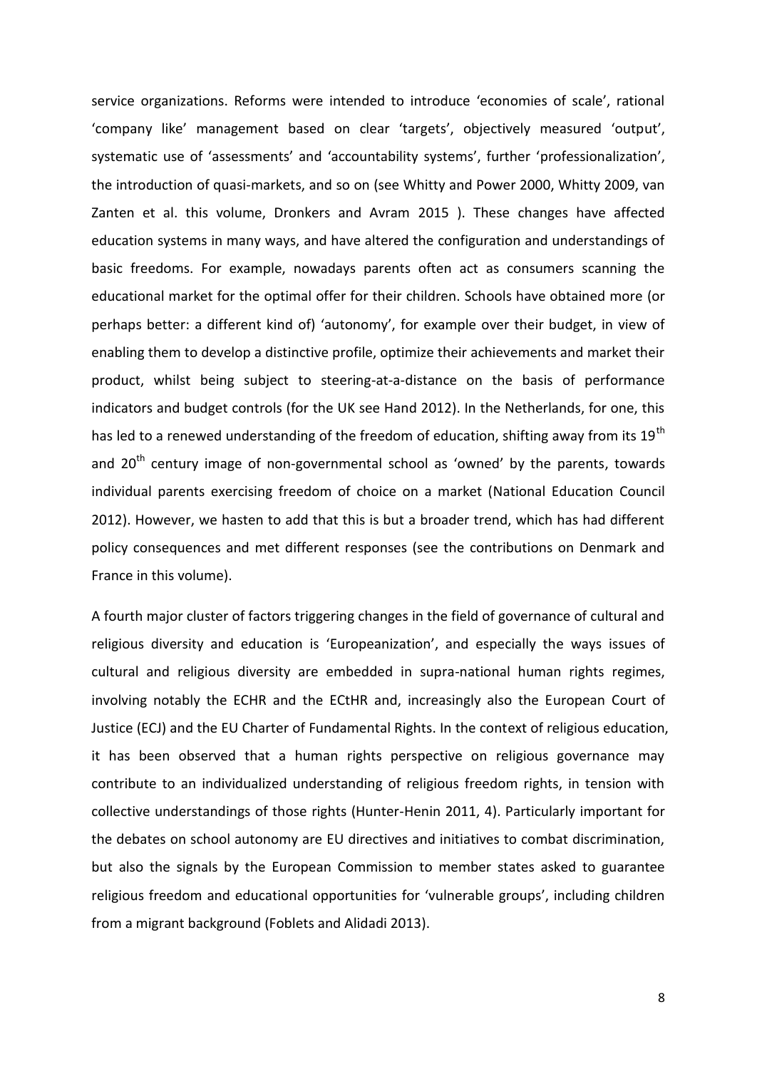service organizations. Reforms were intended to introduce 'economies of scale', rational 'company like' management based on clear 'targets', objectively measured 'output', systematic use of 'assessments' and 'accountability systems', further 'professionalization', the introduction of quasi-markets, and so on (see Whitty and Power 2000, Whitty 2009, van Zanten et al. this volume, Dronkers and Avram 2015 ). These changes have affected education systems in many ways, and have altered the configuration and understandings of basic freedoms. For example, nowadays parents often act as consumers scanning the educational market for the optimal offer for their children. Schools have obtained more (or perhaps better: a different kind of) 'autonomy', for example over their budget, in view of enabling them to develop a distinctive profile, optimize their achievements and market their product, whilst being subject to steering-at-a-distance on the basis of performance indicators and budget controls (for the UK see Hand 2012). In the Netherlands, for one, this has led to a renewed understanding of the freedom of education, shifting away from its 19th and 20th century image of non-governmental school as 'owned' by the parents, towards individual parents exercising freedom of choice on a market (National Education Council 2012). However, we hasten to add that this is but a broader trend, which has had different policy consequences and met different responses (see the contributions on Denmark and France in this volume).

A fourth major cluster of factors triggering changes in the field of governance of cultural and religious diversity and education is 'Europeanization', and especially the ways issues of cultural and religious diversity are embedded in supra-national human rights regimes, involving notably the ECHR and the ECtHR and, increasingly also the European Court of Justice (ECJ) and the EU Charter of Fundamental Rights. In the context of religious education, it has been observed that a human rights perspective on religious governance may contribute to an individualized understanding of religious freedom rights, in tension with collective understandings of those rights (Hunter-Henin 2011, 4). Particularly important for the debates on school autonomy are EU directives and initiatives to combat discrimination, but also the signals by the European Commission to member states asked to guarantee religious freedom and educational opportunities for 'vulnerable groups', including children from a migrant background (Foblets and Alidadi 2013).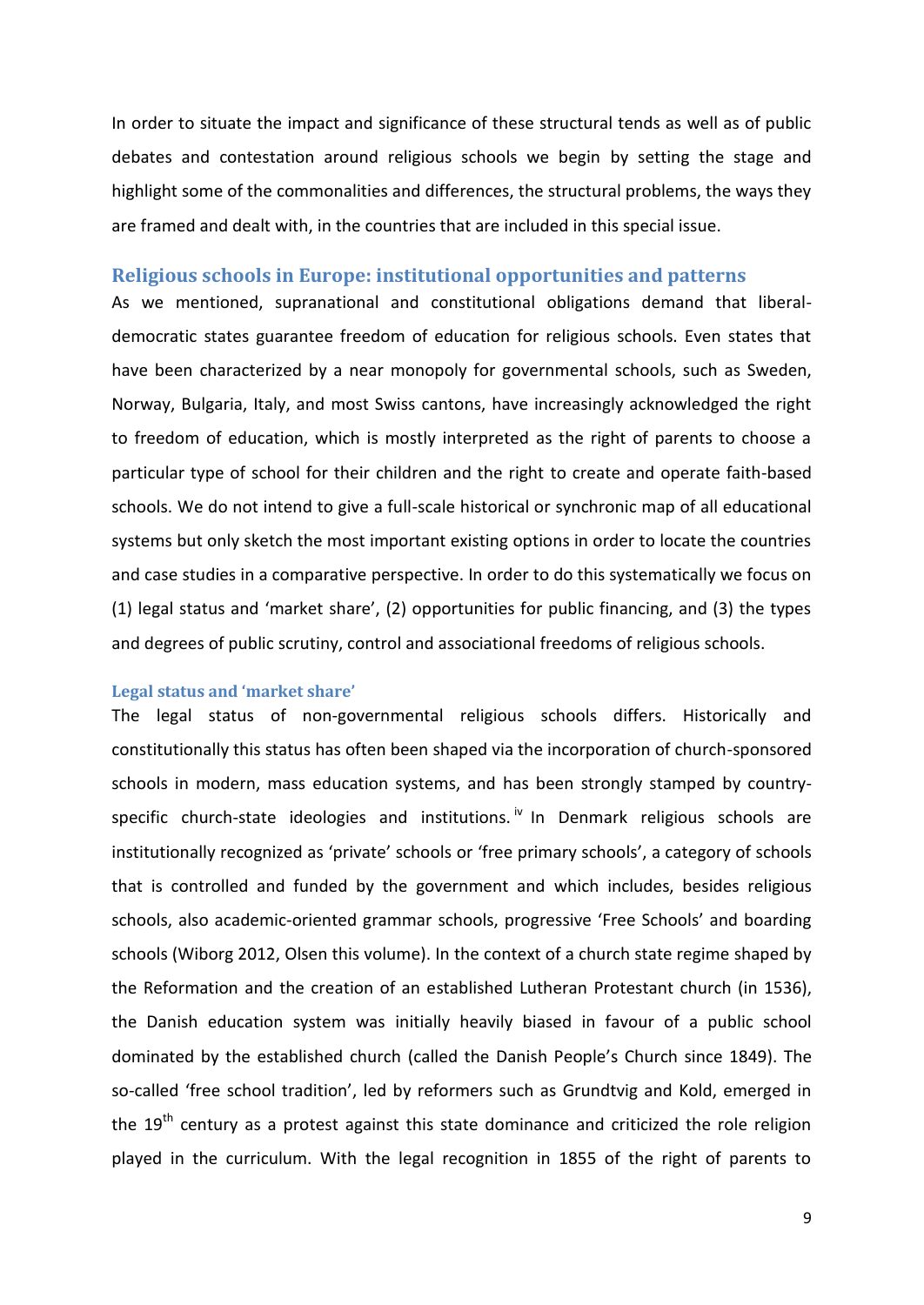In order to situate the impact and significance of these structural tends as well as of public debates and contestation around religious schools we begin by setting the stage and highlight some of the commonalities and differences, the structural problems, the ways they are framed and dealt with, in the countries that are included in this special issue.

## Religious schools in Europe: institutional opportunities and patterns

As we mentioned, supranational and constitutional obligations demand that liberal-democratic states guarantee freedom of education for religious schools. Even states that have been characterized by a near monopoly for governmental schools, such as Sweden, Norway, Bulgaria, Italy, and most Swiss cantons, have increasingly acknowledged the right to freedom of education, which is mostly interpreted as the right of parents to choose a particular type of school for their children and the right to create and operate faith-based schools. We do not intend to give a full-scale historical or synchronic map of all educational systems but only sketch the most important existing options in order to locate the countries and case studies in a comparative perspective. In order to do this systematically we focus on (1) legal status and 'market share', (2) opportunities for public financing, and (3) the types and degrees of public scrutiny, control and associational freedoms of religious schools.

### Legal status and 'market share'

The legal status of non-governmental religious schools differs. Historically and constitutionally this status has often been shaped via the incorporation of church-sponsored schools in modern, mass education systems, and has been strongly stamped by country-specific church-state ideologies and institutions.[iv] In Denmark religious schools are institutionally recognized as 'private' schools or 'free primary schools', a category of schools that is controlled and funded by the government and which includes, besides religious schools, also academic-oriented grammar schools, progressive 'Free Schools' and boarding schools (Wiborg 2012, Olsen this volume). In the context of a church state regime shaped by the Reformation and the creation of an established Lutheran Protestant church (in 1536), the Danish education system was initially heavily biased in favour of a public school dominated by the established church (called the Danish People's Church since 1849). The so-called 'free school tradition', led by reformers such as Grundtvig and Kold, emerged in the 19th century as a protest against this state dominance and criticized the role religion played in the curriculum. With the legal recognition in 1855 of the right of parents to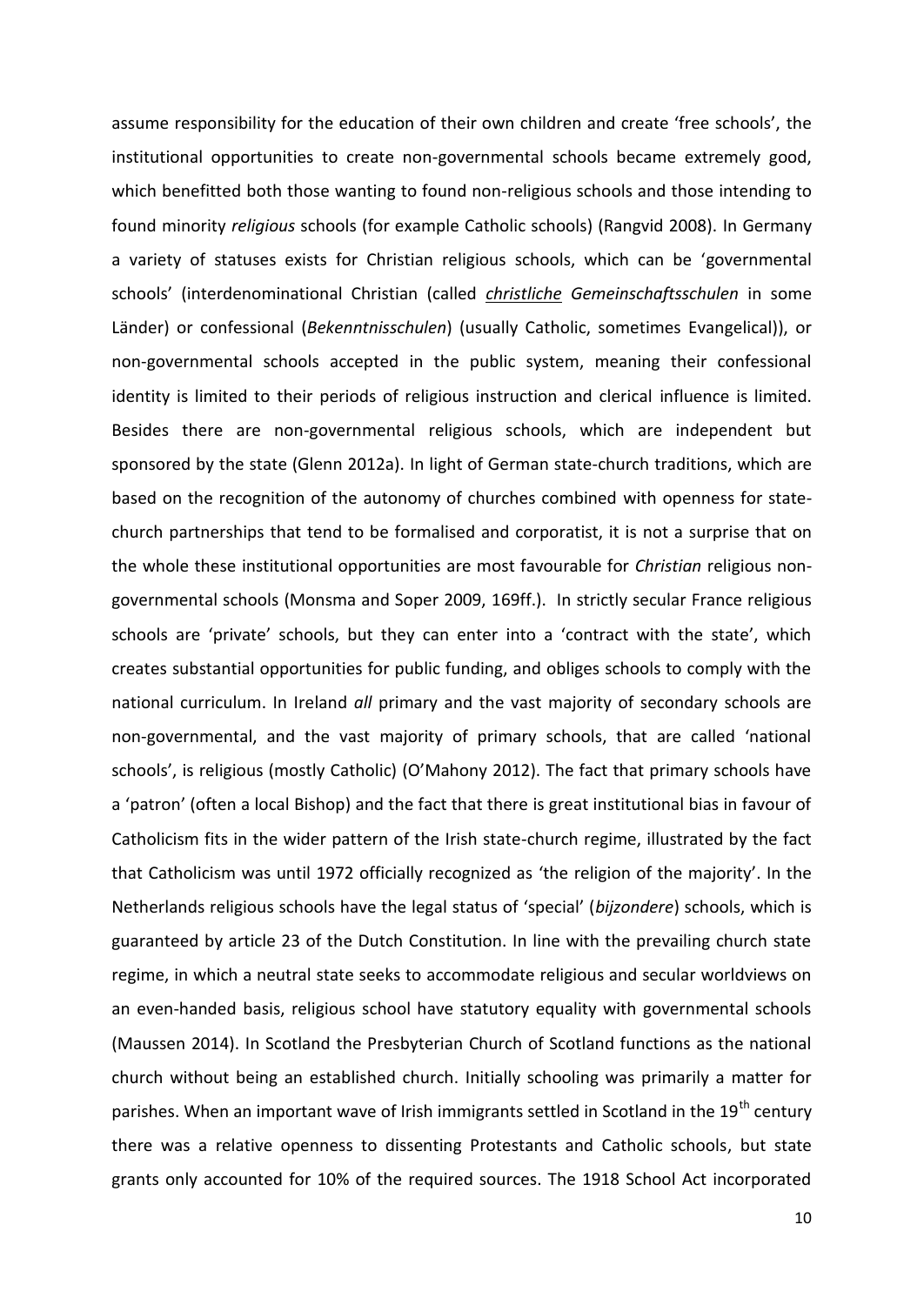assume responsibility for the education of their own children and create 'free schools', the institutional opportunities to create non-governmental schools became extremely good, which benefitted both those wanting to found non-religious schools and those intending to found minority *religious* schools (for example Catholic schools) (Rangvid 2008). In Germany a variety of statuses exists for Christian religious schools, which can be 'governmental schools' (interdenominational Christian (called *christliche Gemeinschaftsschulen* in some Länder) or confessional (*Bekenntnisschulen*) (usually Catholic, sometimes Evangelical)), or non-governmental schools accepted in the public system, meaning their confessional identity is limited to their periods of religious instruction and clerical influence is limited. Besides there are non-governmental religious schools, which are independent but sponsored by the state (Glenn 2012a). In light of German state-church traditions, which are based on the recognition of the autonomy of churches combined with openness for state-church partnerships that tend to be formalised and corporatist, it is not a surprise that on the whole these institutional opportunities are most favourable for *Christian* religious non-governmental schools (Monsma and Soper 2009, 169ff.). In strictly secular France religious schools are 'private' schools, but they can enter into a 'contract with the state', which creates substantial opportunities for public funding, and obliges schools to comply with the national curriculum. In Ireland *all* primary and the vast majority of secondary schools are non-governmental, and the vast majority of primary schools, that are called 'national schools', is religious (mostly Catholic) (O'Mahony 2012). The fact that primary schools have a 'patron' (often a local Bishop) and the fact that there is great institutional bias in favour of Catholicism fits in the wider pattern of the Irish state-church regime, illustrated by the fact that Catholicism was until 1972 officially recognized as 'the religion of the majority'. In the Netherlands religious schools have the legal status of 'special' (*bijzondere*) schools, which is guaranteed by article 23 of the Dutch Constitution. In line with the prevailing church state regime, in which a neutral state seeks to accommodate religious and secular worldviews on an even-handed basis, religious school have statutory equality with governmental schools (Maussen 2014). In Scotland the Presbyterian Church of Scotland functions as the national church without being an established church. Initially schooling was primarily a matter for parishes. When an important wave of Irish immigrants settled in Scotland in the 19th century there was a relative openness to dissenting Protestants and Catholic schools, but state grants only accounted for 10% of the required sources. The 1918 School Act incorporated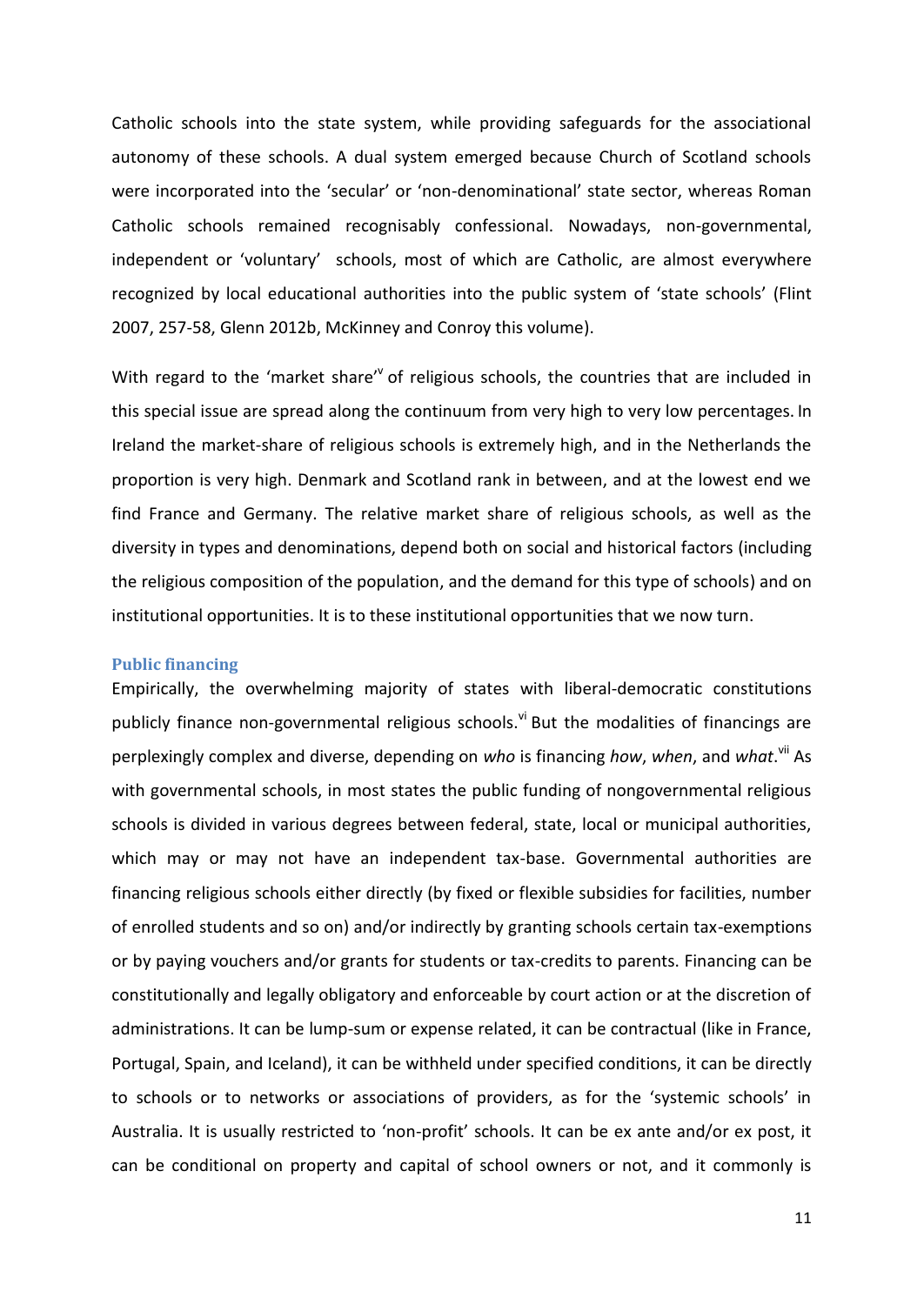Catholic schools into the state system, while providing safeguards for the associational autonomy of these schools. A dual system emerged because Church of Scotland schools were incorporated into the 'secular' or 'non-denominational' state sector, whereas Roman Catholic schools remained recognisably confessional. Nowadays, non-governmental, independent or 'voluntary' schools, most of which are Catholic, are almost everywhere recognized by local educational authorities into the public system of 'state schools' (Flint 2007, 257-58, Glenn 2012b, McKinney and Conroy this volume).

With regard to the 'market share'[v] of religious schools, the countries that are included in this special issue are spread along the continuum from very high to very low percentages. In Ireland the market-share of religious schools is extremely high, and in the Netherlands the proportion is very high. Denmark and Scotland rank in between, and at the lowest end we find France and Germany. The relative market share of religious schools, as well as the diversity in types and denominations, depend both on social and historical factors (including the religious composition of the population, and the demand for this type of schools) and on institutional opportunities. It is to these institutional opportunities that we now turn.

### Public financing

Empirically, the overwhelming majority of states with liberal-democratic constitutions publicly finance non-governmental religious schools.[vi] But the modalities of financings are perplexingly complex and diverse, depending on *who* is financing *how*, *when*, and *what*.[vii] As with governmental schools, in most states the public funding of nongovernmental religious schools is divided in various degrees between federal, state, local or municipal authorities, which may or may not have an independent tax-base. Governmental authorities are financing religious schools either directly (by fixed or flexible subsidies for facilities, number of enrolled students and so on) and/or indirectly by granting schools certain tax-exemptions or by paying vouchers and/or grants for students or tax-credits to parents. Financing can be constitutionally and legally obligatory and enforceable by court action or at the discretion of administrations. It can be lump-sum or expense related, it can be contractual (like in France, Portugal, Spain, and Iceland), it can be withheld under specified conditions, it can be directly to schools or to networks or associations of providers, as for the 'systemic schools' in Australia. It is usually restricted to 'non-profit' schools. It can be ex ante and/or ex post, it can be conditional on property and capital of school owners or not, and it commonly is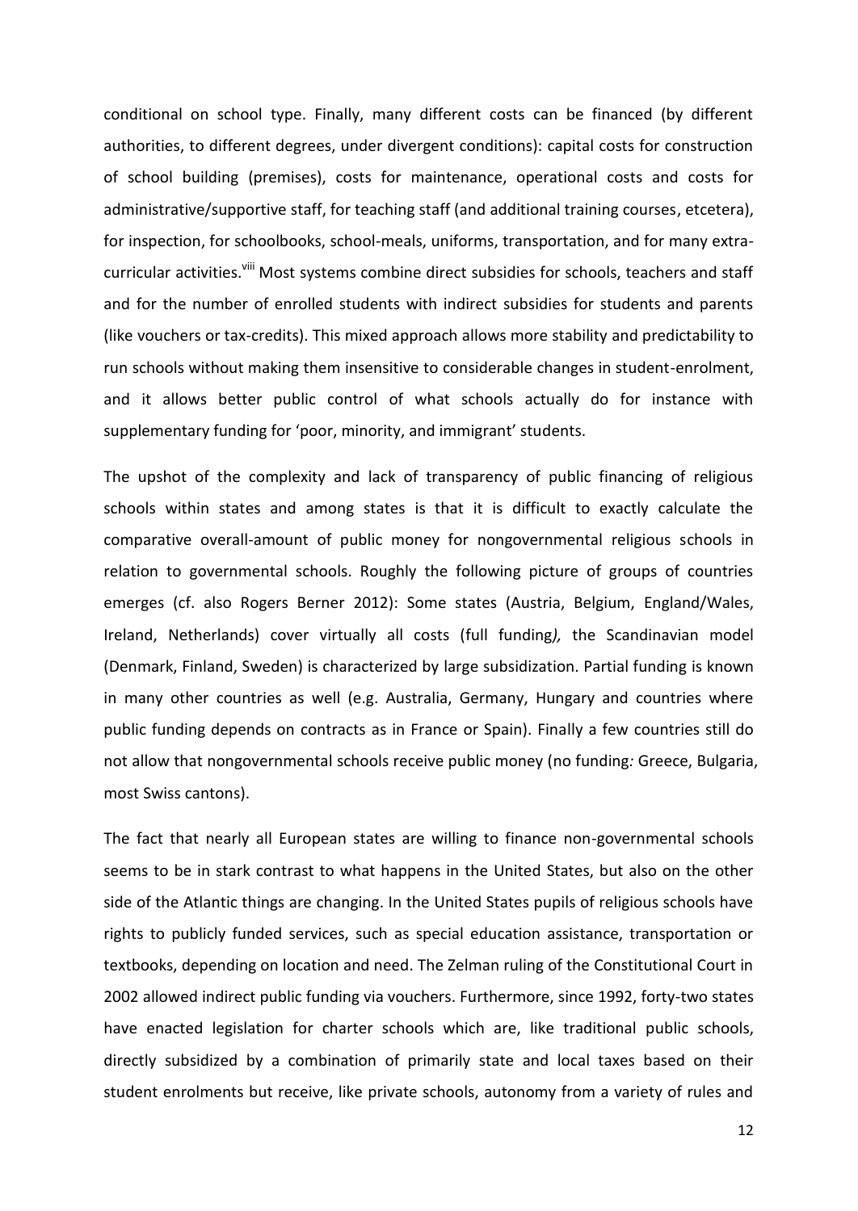conditional on school type. Finally, many different costs can be financed (by different authorities, to different degrees, under divergent conditions): capital costs for construction of school building (premises), costs for maintenance, operational costs and costs for administrative/supportive staff, for teaching staff (and additional training courses, etcetera), for inspection, for schoolbooks, school-meals, uniforms, transportation, and for many extra-curricular activities.[viii] Most systems combine direct subsidies for schools, teachers and staff and for the number of enrolled students with indirect subsidies for students and parents (like vouchers or tax-credits). This mixed approach allows more stability and predictability to run schools without making them insensitive to considerable changes in student-enrolment, and it allows better public control of what schools actually do for instance with supplementary funding for 'poor, minority, and immigrant' students.

The upshot of the complexity and lack of transparency of public financing of religious schools within states and among states is that it is difficult to exactly calculate the comparative overall-amount of public money for nongovernmental religious schools in relation to governmental schools. Roughly the following picture of groups of countries emerges (cf. also Rogers Berner 2012): Some states (Austria, Belgium, England/Wales, Ireland, Netherlands) cover virtually all costs (full funding*),* the Scandinavian model (Denmark, Finland, Sweden) is characterized by large subsidization. Partial funding is known in many other countries as well (e.g. Australia, Germany, Hungary and countries where public funding depends on contracts as in France or Spain). Finally a few countries still do not allow that nongovernmental schools receive public money (no funding*:* Greece, Bulgaria, most Swiss cantons).

The fact that nearly all European states are willing to finance non-governmental schools seems to be in stark contrast to what happens in the United States, but also on the other side of the Atlantic things are changing. In the United States pupils of religious schools have rights to publicly funded services, such as special education assistance, transportation or textbooks, depending on location and need. The Zelman ruling of the Constitutional Court in 2002 allowed indirect public funding via vouchers. Furthermore, since 1992, forty-two states have enacted legislation for charter schools which are, like traditional public schools, directly subsidized by a combination of primarily state and local taxes based on their student enrolments but receive, like private schools, autonomy from a variety of rules and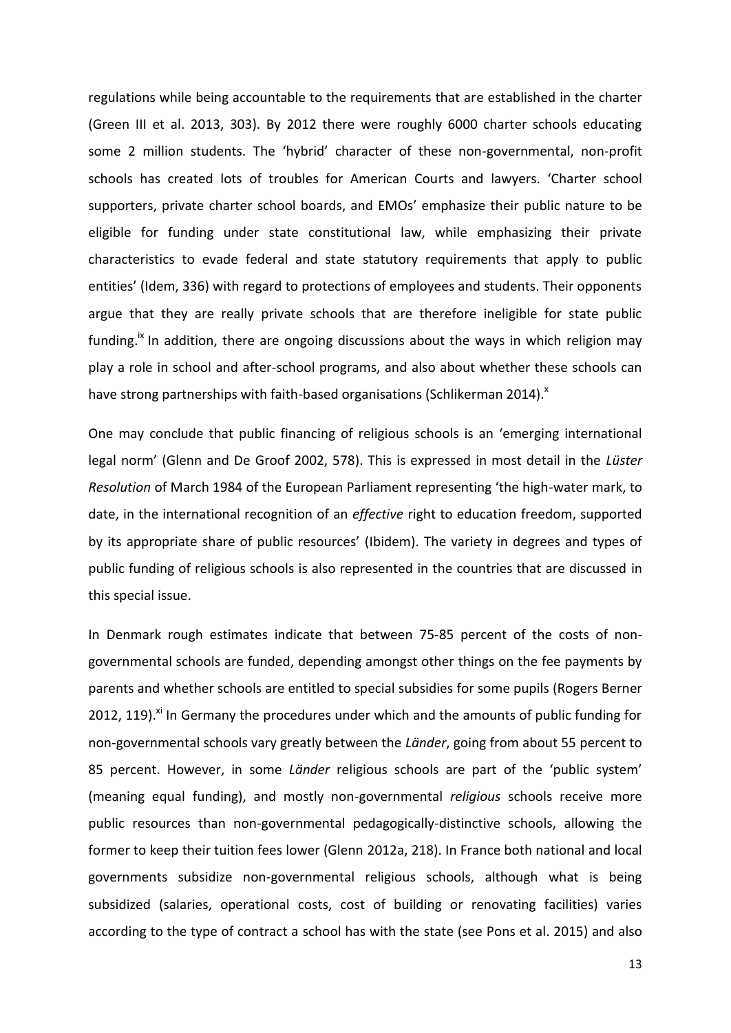regulations while being accountable to the requirements that are established in the charter (Green III et al. 2013, 303). By 2012 there were roughly 6000 charter schools educating some 2 million students. The 'hybrid' character of these non-governmental, non-profit schools has created lots of troubles for American Courts and lawyers. 'Charter school supporters, private charter school boards, and EMOs' emphasize their public nature to be eligible for funding under state constitutional law, while emphasizing their private characteristics to evade federal and state statutory requirements that apply to public entities' (Idem, 336) with regard to protections of employees and students. Their opponents argue that they are really private schools that are therefore ineligible for state public funding.[ix] In addition, there are ongoing discussions about the ways in which religion may play a role in school and after-school programs, and also about whether these schools can have strong partnerships with faith-based organisations (Schlikerman 2014).[x]

One may conclude that public financing of religious schools is an 'emerging international legal norm' (Glenn and De Groof 2002, 578). This is expressed in most detail in the *Lüster Resolution* of March 1984 of the European Parliament representing 'the high-water mark, to date, in the international recognition of an *effective* right to education freedom, supported by its appropriate share of public resources' (Ibidem). The variety in degrees and types of public funding of religious schools is also represented in the countries that are discussed in this special issue.

In Denmark rough estimates indicate that between 75-85 percent of the costs of non-governmental schools are funded, depending amongst other things on the fee payments by parents and whether schools are entitled to special subsidies for some pupils (Rogers Berner 2012, 119).[xi] In Germany the procedures under which and the amounts of public funding for non-governmental schools vary greatly between the *Länder*, going from about 55 percent to 85 percent. However, in some *Länder* religious schools are part of the 'public system' (meaning equal funding), and mostly non-governmental *religious* schools receive more public resources than non-governmental pedagogically-distinctive schools, allowing the former to keep their tuition fees lower (Glenn 2012a, 218). In France both national and local governments subsidize non-governmental religious schools, although what is being subsidized (salaries, operational costs, cost of building or renovating facilities) varies according to the type of contract a school has with the state (see Pons et al. 2015) and also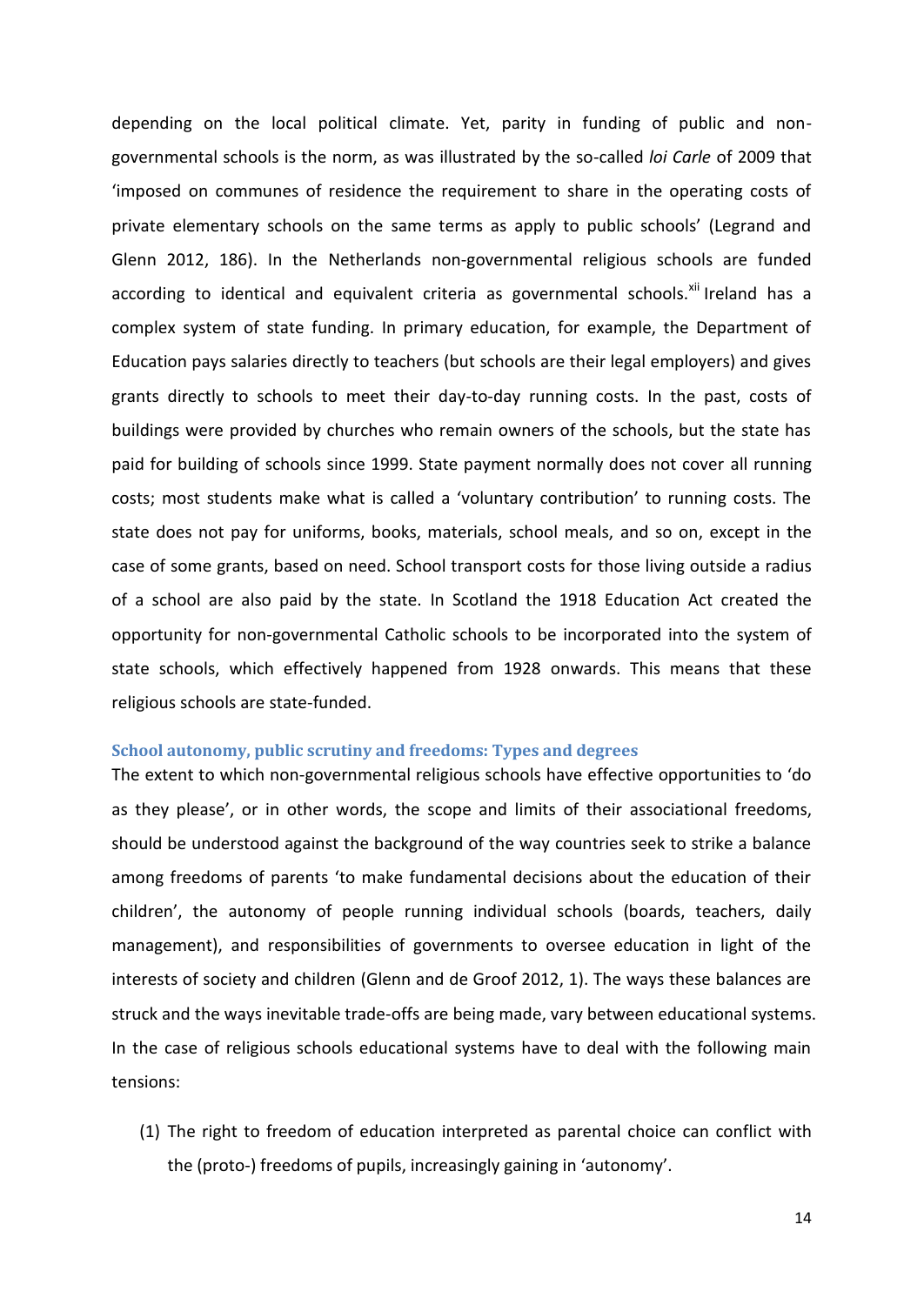depending on the local political climate. Yet, parity in funding of public and non-governmental schools is the norm, as was illustrated by the so-called *loi Carle* of 2009 that 'imposed on communes of residence the requirement to share in the operating costs of private elementary schools on the same terms as apply to public schools' (Legrand and Glenn 2012, 186). In the Netherlands non-governmental religious schools are funded according to identical and equivalent criteria as governmental schools.[xii] Ireland has a complex system of state funding. In primary education, for example, the Department of Education pays salaries directly to teachers (but schools are their legal employers) and gives grants directly to schools to meet their day-to-day running costs. In the past, costs of buildings were provided by churches who remain owners of the schools, but the state has paid for building of schools since 1999. State payment normally does not cover all running costs; most students make what is called a 'voluntary contribution' to running costs. The state does not pay for uniforms, books, materials, school meals, and so on, except in the case of some grants, based on need. School transport costs for those living outside a radius of a school are also paid by the state. In Scotland the 1918 Education Act created the opportunity for non-governmental Catholic schools to be incorporated into the system of state schools, which effectively happened from 1928 onwards. This means that these religious schools are state-funded.

### School autonomy, public scrutiny and freedoms: Types and degrees

The extent to which non-governmental religious schools have effective opportunities to 'do as they please', or in other words, the scope and limits of their associational freedoms, should be understood against the background of the way countries seek to strike a balance among freedoms of parents 'to make fundamental decisions about the education of their children', the autonomy of people running individual schools (boards, teachers, daily management), and responsibilities of governments to oversee education in light of the interests of society and children (Glenn and de Groof 2012, 1). The ways these balances are struck and the ways inevitable trade-offs are being made, vary between educational systems. In the case of religious schools educational systems have to deal with the following main tensions:

(1) The right to freedom of education interpreted as parental choice can conflict with the (proto-) freedoms of pupils, increasingly gaining in 'autonomy'.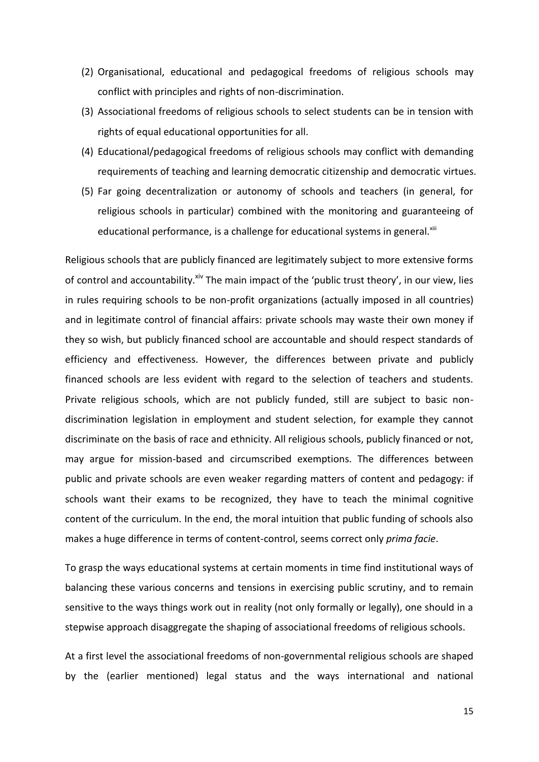(2) Organisational, educational and pedagogical freedoms of religious schools may conflict with principles and rights of non-discrimination.

(3) Associational freedoms of religious schools to select students can be in tension with rights of equal educational opportunities for all.

(4) Educational/pedagogical freedoms of religious schools may conflict with demanding requirements of teaching and learning democratic citizenship and democratic virtues.

(5) Far going decentralization or autonomy of schools and teachers (in general, for religious schools in particular) combined with the monitoring and guaranteeing of educational performance, is a challenge for educational systems in general.[xiii]

Religious schools that are publicly financed are legitimately subject to more extensive forms of control and accountability.[xiv] The main impact of the 'public trust theory', in our view, lies in rules requiring schools to be non-profit organizations (actually imposed in all countries) and in legitimate control of financial affairs: private schools may waste their own money if they so wish, but publicly financed school are accountable and should respect standards of efficiency and effectiveness. However, the differences between private and publicly financed schools are less evident with regard to the selection of teachers and students. Private religious schools, which are not publicly funded, still are subject to basic non-discrimination legislation in employment and student selection, for example they cannot discriminate on the basis of race and ethnicity. All religious schools, publicly financed or not, may argue for mission-based and circumscribed exemptions. The differences between public and private schools are even weaker regarding matters of content and pedagogy: if schools want their exams to be recognized, they have to teach the minimal cognitive content of the curriculum. In the end, the moral intuition that public funding of schools also makes a huge difference in terms of content-control, seems correct only *prima facie*.

To grasp the ways educational systems at certain moments in time find institutional ways of balancing these various concerns and tensions in exercising public scrutiny, and to remain sensitive to the ways things work out in reality (not only formally or legally), one should in a stepwise approach disaggregate the shaping of associational freedoms of religious schools.

At a first level the associational freedoms of non-governmental religious schools are shaped by the (earlier mentioned) legal status and the ways international and national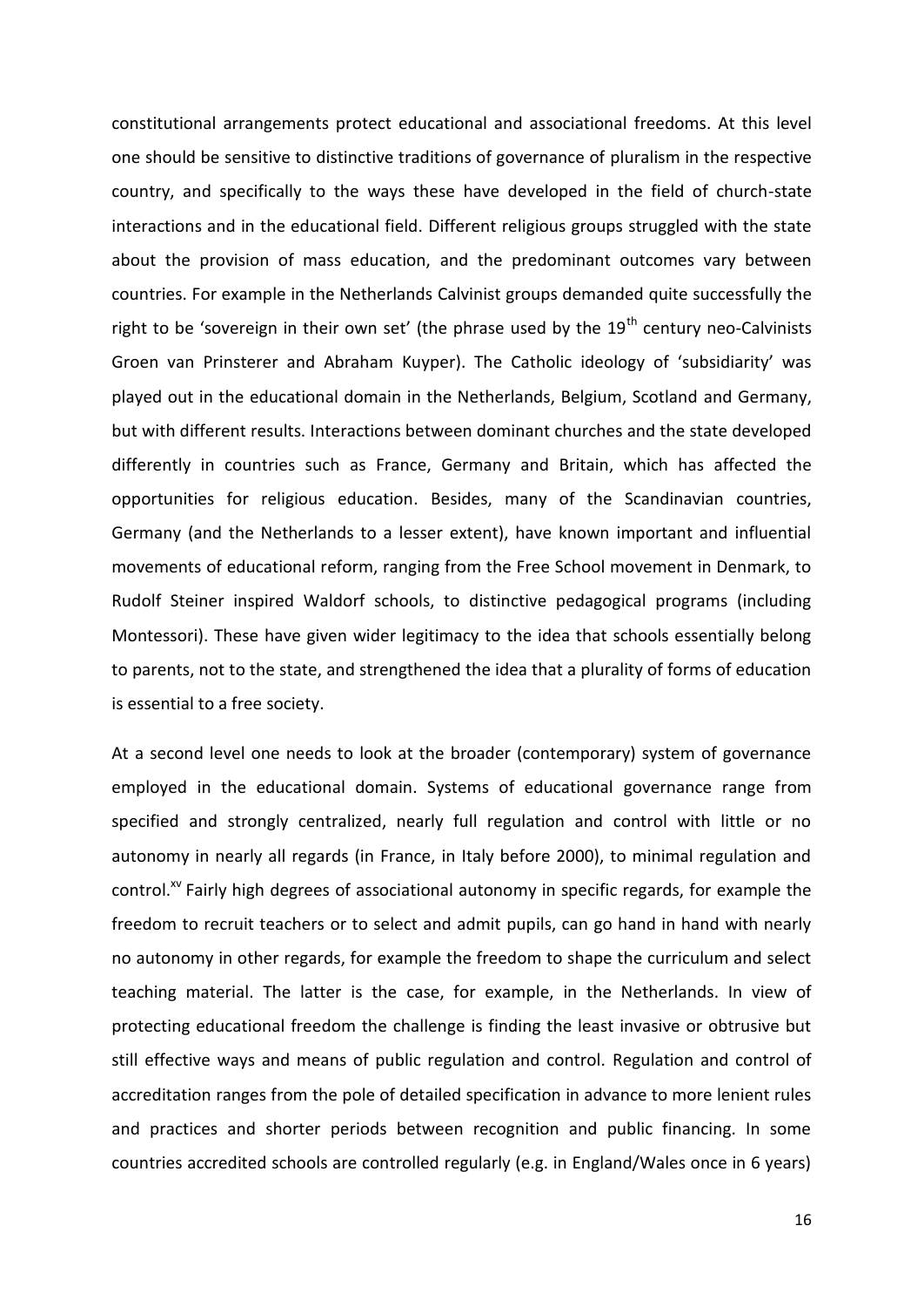constitutional arrangements protect educational and associational freedoms. At this level one should be sensitive to distinctive traditions of governance of pluralism in the respective country, and specifically to the ways these have developed in the field of church-state interactions and in the educational field. Different religious groups struggled with the state about the provision of mass education, and the predominant outcomes vary between countries. For example in the Netherlands Calvinist groups demanded quite successfully the right to be 'sovereign in their own set' (the phrase used by the 19th century neo-Calvinists Groen van Prinsterer and Abraham Kuyper). The Catholic ideology of 'subsidiarity' was played out in the educational domain in the Netherlands, Belgium, Scotland and Germany, but with different results. Interactions between dominant churches and the state developed differently in countries such as France, Germany and Britain, which has affected the opportunities for religious education. Besides, many of the Scandinavian countries, Germany (and the Netherlands to a lesser extent), have known important and influential movements of educational reform, ranging from the Free School movement in Denmark, to Rudolf Steiner inspired Waldorf schools, to distinctive pedagogical programs (including Montessori). These have given wider legitimacy to the idea that schools essentially belong to parents, not to the state, and strengthened the idea that a plurality of forms of education is essential to a free society.

At a second level one needs to look at the broader (contemporary) system of governance employed in the educational domain. Systems of educational governance range from specified and strongly centralized, nearly full regulation and control with little or no autonomy in nearly all regards (in France, in Italy before 2000), to minimal regulation and control.[xv] Fairly high degrees of associational autonomy in specific regards, for example the freedom to recruit teachers or to select and admit pupils, can go hand in hand with nearly no autonomy in other regards, for example the freedom to shape the curriculum and select teaching material. The latter is the case, for example, in the Netherlands. In view of protecting educational freedom the challenge is finding the least invasive or obtrusive but still effective ways and means of public regulation and control. Regulation and control of accreditation ranges from the pole of detailed specification in advance to more lenient rules and practices and shorter periods between recognition and public financing. In some countries accredited schools are controlled regularly (e.g. in England/Wales once in 6 years)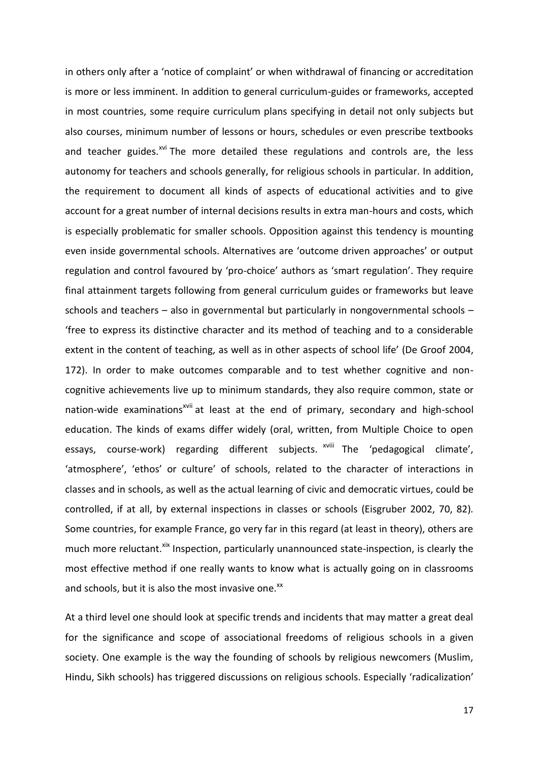in others only after a 'notice of complaint' or when withdrawal of financing or accreditation is more or less imminent. In addition to general curriculum-guides or frameworks, accepted in most countries, some require curriculum plans specifying in detail not only subjects but also courses, minimum number of lessons or hours, schedules or even prescribe textbooks and teacher guides.[xvi] The more detailed these regulations and controls are, the less autonomy for teachers and schools generally, for religious schools in particular. In addition, the requirement to document all kinds of aspects of educational activities and to give account for a great number of internal decisions results in extra man-hours and costs, which is especially problematic for smaller schools. Opposition against this tendency is mounting even inside governmental schools. Alternatives are 'outcome driven approaches' or output regulation and control favoured by 'pro-choice' authors as 'smart regulation'. They require final attainment targets following from general curriculum guides or frameworks but leave schools and teachers – also in governmental but particularly in nongovernmental schools – 'free to express its distinctive character and its method of teaching and to a considerable extent in the content of teaching, as well as in other aspects of school life' (De Groof 2004, 172). In order to make outcomes comparable and to test whether cognitive and non-cognitive achievements live up to minimum standards, they also require common, state or nation-wide examinations[xvii] at least at the end of primary, secondary and high-school education. The kinds of exams differ widely (oral, written, from Multiple Choice to open essays, course-work) regarding different subjects.[xviii] The 'pedagogical climate', 'atmosphere', 'ethos' or culture' of schools, related to the character of interactions in classes and in schools, as well as the actual learning of civic and democratic virtues, could be controlled, if at all, by external inspections in classes or schools (Eisgruber 2002, 70, 82). Some countries, for example France, go very far in this regard (at least in theory), others are much more reluctant.[xix] Inspection, particularly unannounced state-inspection, is clearly the most effective method if one really wants to know what is actually going on in classrooms and schools, but it is also the most invasive one.[xx]

At a third level one should look at specific trends and incidents that may matter a great deal for the significance and scope of associational freedoms of religious schools in a given society. One example is the way the founding of schools by religious newcomers (Muslim, Hindu, Sikh schools) has triggered discussions on religious schools. Especially 'radicalization'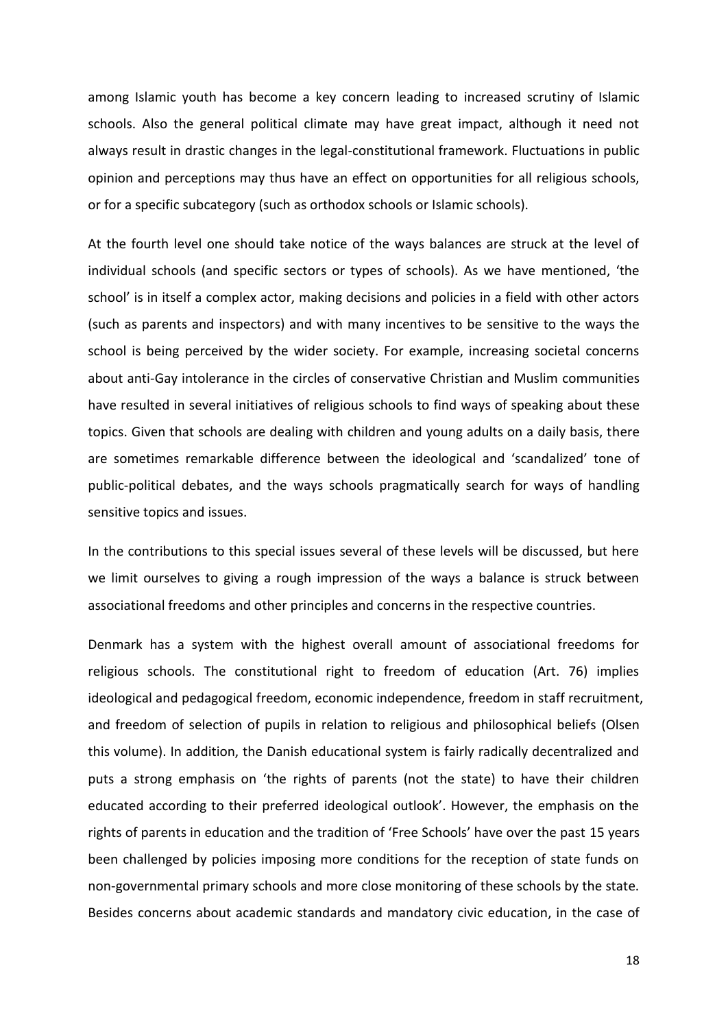among Islamic youth has become a key concern leading to increased scrutiny of Islamic schools. Also the general political climate may have great impact, although it need not always result in drastic changes in the legal-constitutional framework. Fluctuations in public opinion and perceptions may thus have an effect on opportunities for all religious schools, or for a specific subcategory (such as orthodox schools or Islamic schools).

At the fourth level one should take notice of the ways balances are struck at the level of individual schools (and specific sectors or types of schools). As we have mentioned, 'the school' is in itself a complex actor, making decisions and policies in a field with other actors (such as parents and inspectors) and with many incentives to be sensitive to the ways the school is being perceived by the wider society. For example, increasing societal concerns about anti-Gay intolerance in the circles of conservative Christian and Muslim communities have resulted in several initiatives of religious schools to find ways of speaking about these topics. Given that schools are dealing with children and young adults on a daily basis, there are sometimes remarkable difference between the ideological and 'scandalized' tone of public-political debates, and the ways schools pragmatically search for ways of handling sensitive topics and issues.

In the contributions to this special issues several of these levels will be discussed, but here we limit ourselves to giving a rough impression of the ways a balance is struck between associational freedoms and other principles and concerns in the respective countries.

Denmark has a system with the highest overall amount of associational freedoms for religious schools. The constitutional right to freedom of education (Art. 76) implies ideological and pedagogical freedom, economic independence, freedom in staff recruitment, and freedom of selection of pupils in relation to religious and philosophical beliefs (Olsen this volume). In addition, the Danish educational system is fairly radically decentralized and puts a strong emphasis on 'the rights of parents (not the state) to have their children educated according to their preferred ideological outlook'. However, the emphasis on the rights of parents in education and the tradition of 'Free Schools' have over the past 15 years been challenged by policies imposing more conditions for the reception of state funds on non-governmental primary schools and more close monitoring of these schools by the state. Besides concerns about academic standards and mandatory civic education, in the case of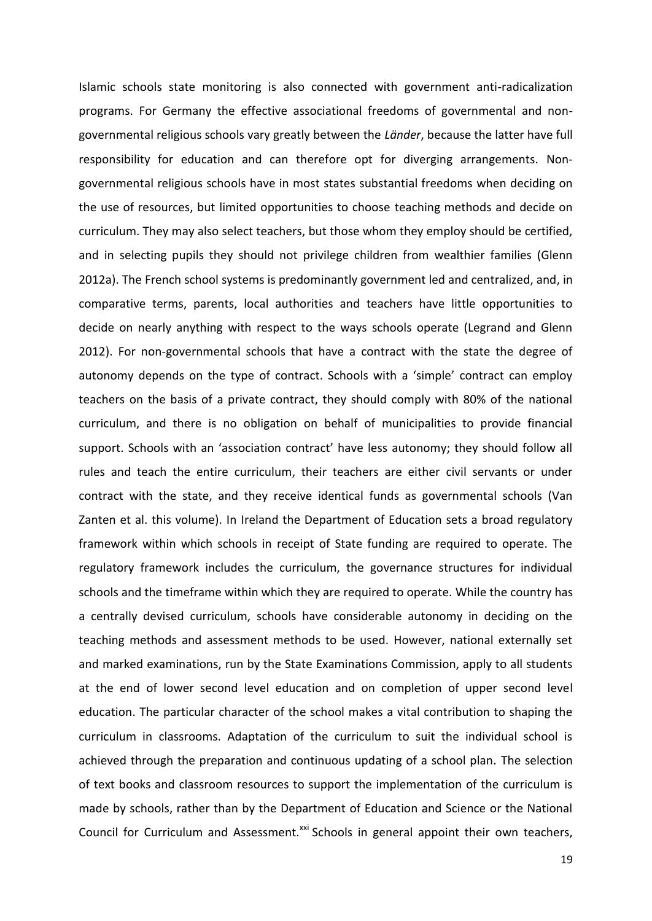Islamic schools state monitoring is also connected with government anti-radicalization programs. For Germany the effective associational freedoms of governmental and non-governmental religious schools vary greatly between the *Länder*, because the latter have full responsibility for education and can therefore opt for diverging arrangements. Non-governmental religious schools have in most states substantial freedoms when deciding on the use of resources, but limited opportunities to choose teaching methods and decide on curriculum. They may also select teachers, but those whom they employ should be certified, and in selecting pupils they should not privilege children from wealthier families (Glenn 2012a). The French school systems is predominantly government led and centralized, and, in comparative terms, parents, local authorities and teachers have little opportunities to decide on nearly anything with respect to the ways schools operate (Legrand and Glenn 2012). For non-governmental schools that have a contract with the state the degree of autonomy depends on the type of contract. Schools with a 'simple' contract can employ teachers on the basis of a private contract, they should comply with 80% of the national curriculum, and there is no obligation on behalf of municipalities to provide financial support. Schools with an 'association contract' have less autonomy; they should follow all rules and teach the entire curriculum, their teachers are either civil servants or under contract with the state, and they receive identical funds as governmental schools (Van Zanten et al. this volume). In Ireland the Department of Education sets a broad regulatory framework within which schools in receipt of State funding are required to operate. The regulatory framework includes the curriculum, the governance structures for individual schools and the timeframe within which they are required to operate. While the country has a centrally devised curriculum, schools have considerable autonomy in deciding on the teaching methods and assessment methods to be used. However, national externally set and marked examinations, run by the State Examinations Commission, apply to all students at the end of lower second level education and on completion of upper second level education. The particular character of the school makes a vital contribution to shaping the curriculum in classrooms. Adaptation of the curriculum to suit the individual school is achieved through the preparation and continuous updating of a school plan. The selection of text books and classroom resources to support the implementation of the curriculum is made by schools, rather than by the Department of Education and Science or the National Council for Curriculum and Assessment.[xxi] Schools in general appoint their own teachers,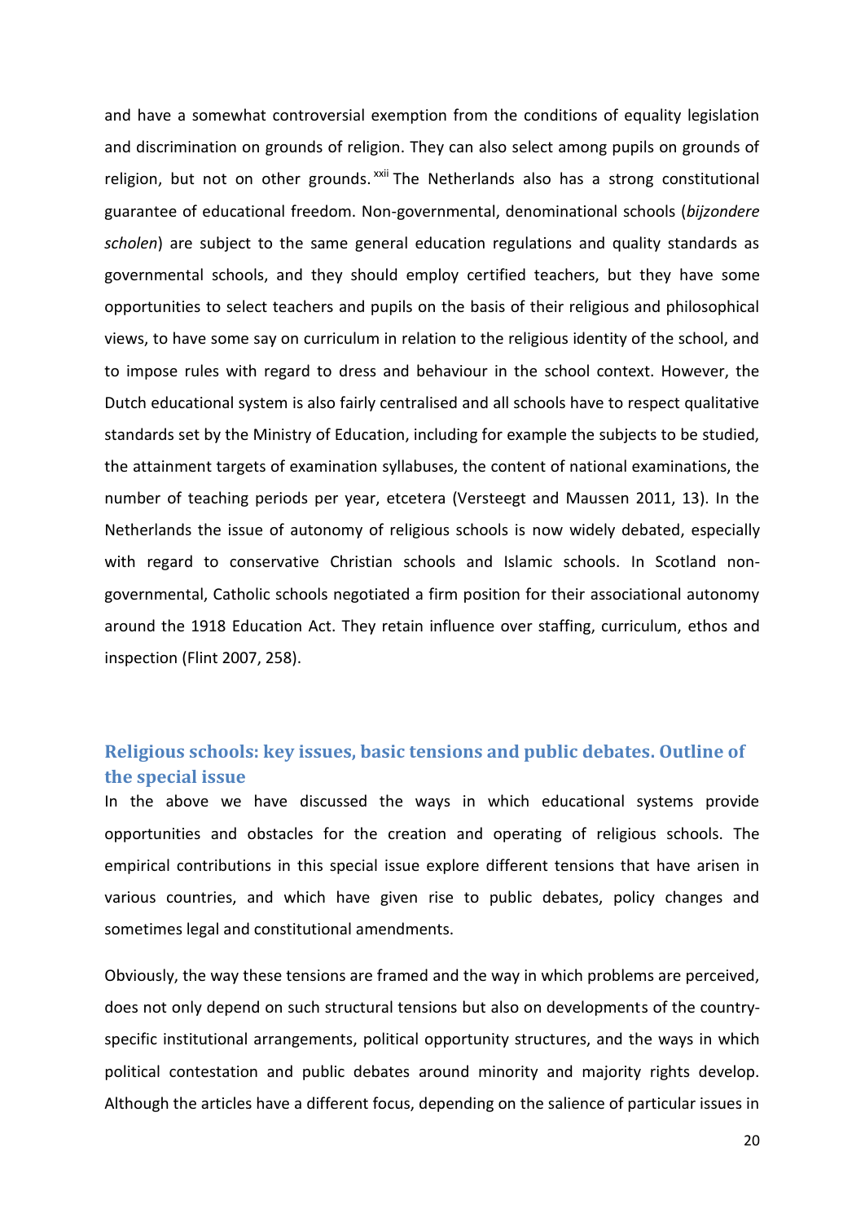and have a somewhat controversial exemption from the conditions of equality legislation and discrimination on grounds of religion. They can also select among pupils on grounds of religion, but not on other grounds.[xxii] The Netherlands also has a strong constitutional guarantee of educational freedom. Non-governmental, denominational schools (*bijzondere scholen*) are subject to the same general education regulations and quality standards as governmental schools, and they should employ certified teachers, but they have some opportunities to select teachers and pupils on the basis of their religious and philosophical views, to have some say on curriculum in relation to the religious identity of the school, and to impose rules with regard to dress and behaviour in the school context. However, the Dutch educational system is also fairly centralised and all schools have to respect qualitative standards set by the Ministry of Education, including for example the subjects to be studied, the attainment targets of examination syllabuses, the content of national examinations, the number of teaching periods per year, etcetera (Versteegt and Maussen 2011, 13). In the Netherlands the issue of autonomy of religious schools is now widely debated, especially with regard to conservative Christian schools and Islamic schools. In Scotland non-governmental, Catholic schools negotiated a firm position for their associational autonomy around the 1918 Education Act. They retain influence over staffing, curriculum, ethos and inspection (Flint 2007, 258).

## Religious schools: key issues, basic tensions and public debates. Outline of the special issue

In the above we have discussed the ways in which educational systems provide opportunities and obstacles for the creation and operating of religious schools. The empirical contributions in this special issue explore different tensions that have arisen in various countries, and which have given rise to public debates, policy changes and sometimes legal and constitutional amendments.

Obviously, the way these tensions are framed and the way in which problems are perceived, does not only depend on such structural tensions but also on developments of the country-specific institutional arrangements, political opportunity structures, and the ways in which political contestation and public debates around minority and majority rights develop. Although the articles have a different focus, depending on the salience of particular issues in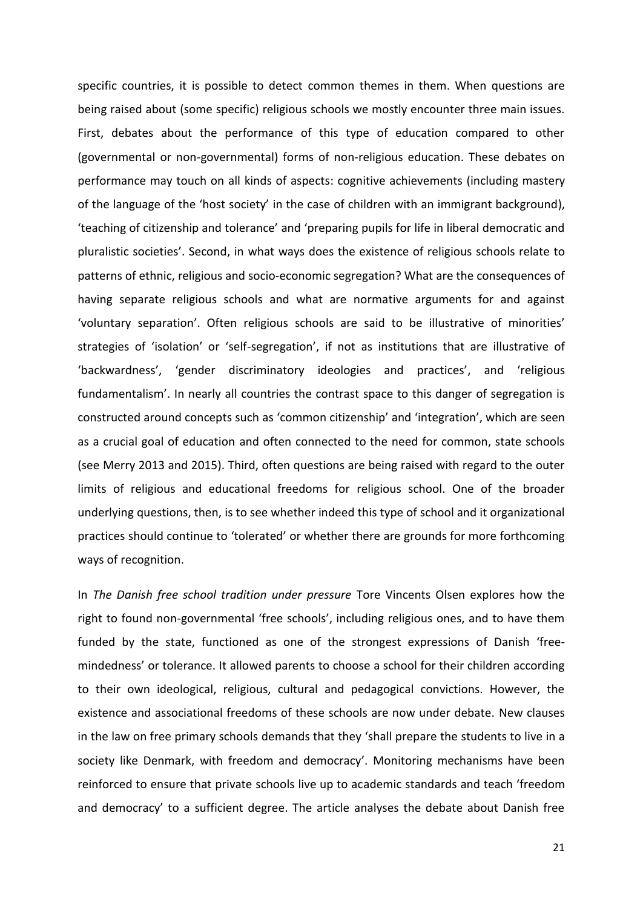specific countries, it is possible to detect common themes in them. When questions are being raised about (some specific) religious schools we mostly encounter three main issues. First, debates about the performance of this type of education compared to other (governmental or non-governmental) forms of non-religious education. These debates on performance may touch on all kinds of aspects: cognitive achievements (including mastery of the language of the 'host society' in the case of children with an immigrant background), 'teaching of citizenship and tolerance' and 'preparing pupils for life in liberal democratic and pluralistic societies'. Second, in what ways does the existence of religious schools relate to patterns of ethnic, religious and socio-economic segregation? What are the consequences of having separate religious schools and what are normative arguments for and against 'voluntary separation'. Often religious schools are said to be illustrative of minorities' strategies of 'isolation' or 'self-segregation', if not as institutions that are illustrative of 'backwardness', 'gender discriminatory ideologies and practices', and 'religious fundamentalism'. In nearly all countries the contrast space to this danger of segregation is constructed around concepts such as 'common citizenship' and 'integration', which are seen as a crucial goal of education and often connected to the need for common, state schools (see Merry 2013 and 2015). Third, often questions are being raised with regard to the outer limits of religious and educational freedoms for religious school. One of the broader underlying questions, then, is to see whether indeed this type of school and it organizational practices should continue to 'tolerated' or whether there are grounds for more forthcoming ways of recognition.

In *The Danish free school tradition under pressure* Tore Vincents Olsen explores how the right to found non-governmental 'free schools', including religious ones, and to have them funded by the state, functioned as one of the strongest expressions of Danish 'free-mindedness' or tolerance. It allowed parents to choose a school for their children according to their own ideological, religious, cultural and pedagogical convictions. However, the existence and associational freedoms of these schools are now under debate. New clauses in the law on free primary schools demands that they 'shall prepare the students to live in a society like Denmark, with freedom and democracy'. Monitoring mechanisms have been reinforced to ensure that private schools live up to academic standards and teach 'freedom and democracy' to a sufficient degree. The article analyses the debate about Danish free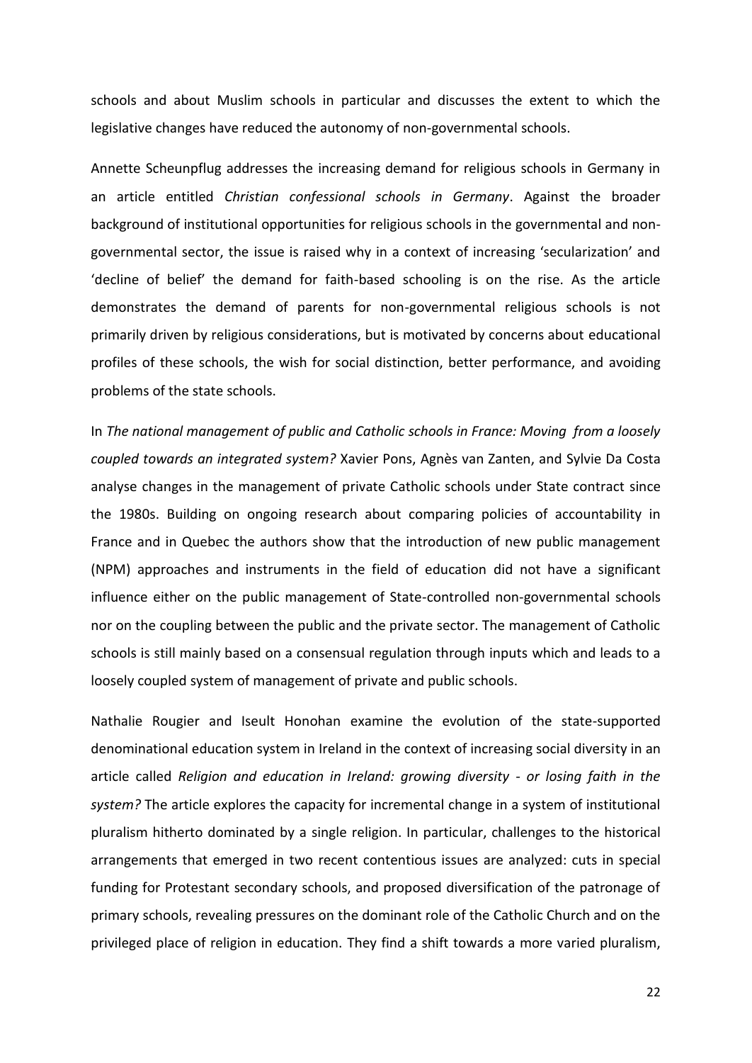schools and about Muslim schools in particular and discusses the extent to which the legislative changes have reduced the autonomy of non-governmental schools.

Annette Scheunpflug addresses the increasing demand for religious schools in Germany in an article entitled *Christian confessional schools in Germany*. Against the broader background of institutional opportunities for religious schools in the governmental and non-governmental sector, the issue is raised why in a context of increasing 'secularization' and 'decline of belief' the demand for faith-based schooling is on the rise. As the article demonstrates the demand of parents for non-governmental religious schools is not primarily driven by religious considerations, but is motivated by concerns about educational profiles of these schools, the wish for social distinction, better performance, and avoiding problems of the state schools.

In *The national management of public and Catholic schools in France: Moving from a loosely coupled towards an integrated system?* Xavier Pons, Agnès van Zanten, and Sylvie Da Costa analyse changes in the management of private Catholic schools under State contract since the 1980s. Building on ongoing research about comparing policies of accountability in France and in Quebec the authors show that the introduction of new public management (NPM) approaches and instruments in the field of education did not have a significant influence either on the public management of State-controlled non-governmental schools nor on the coupling between the public and the private sector. The management of Catholic schools is still mainly based on a consensual regulation through inputs which and leads to a loosely coupled system of management of private and public schools.

Nathalie Rougier and Iseult Honohan examine the evolution of the state-supported denominational education system in Ireland in the context of increasing social diversity in an article called *Religion and education in Ireland: growing diversity - or losing faith in the system?* The article explores the capacity for incremental change in a system of institutional pluralism hitherto dominated by a single religion. In particular, challenges to the historical arrangements that emerged in two recent contentious issues are analyzed: cuts in special funding for Protestant secondary schools, and proposed diversification of the patronage of primary schools, revealing pressures on the dominant role of the Catholic Church and on the privileged place of religion in education. They find a shift towards a more varied pluralism,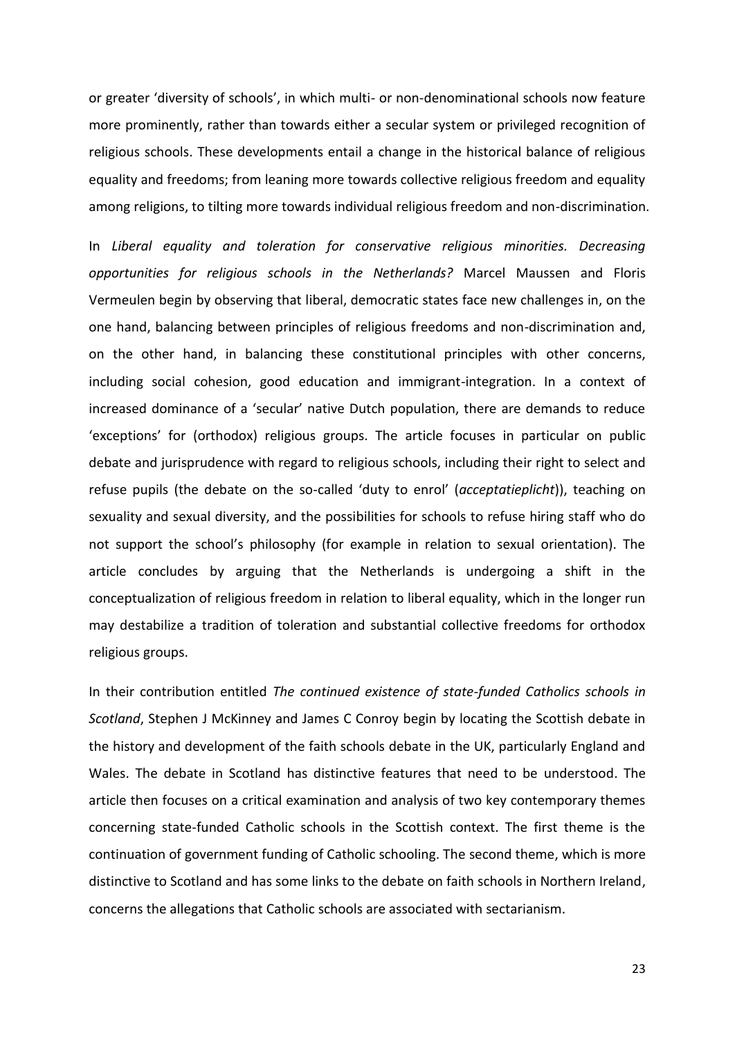or greater 'diversity of schools', in which multi- or non-denominational schools now feature more prominently, rather than towards either a secular system or privileged recognition of religious schools. These developments entail a change in the historical balance of religious equality and freedoms; from leaning more towards collective religious freedom and equality among religions, to tilting more towards individual religious freedom and non-discrimination.

In *Liberal equality and toleration for conservative religious minorities. Decreasing opportunities for religious schools in the Netherlands?* Marcel Maussen and Floris Vermeulen begin by observing that liberal, democratic states face new challenges in, on the one hand, balancing between principles of religious freedoms and non-discrimination and, on the other hand, in balancing these constitutional principles with other concerns, including social cohesion, good education and immigrant-integration. In a context of increased dominance of a 'secular' native Dutch population, there are demands to reduce 'exceptions' for (orthodox) religious groups. The article focuses in particular on public debate and jurisprudence with regard to religious schools, including their right to select and refuse pupils (the debate on the so-called 'duty to enrol' (*acceptatieplicht*)), teaching on sexuality and sexual diversity, and the possibilities for schools to refuse hiring staff who do not support the school's philosophy (for example in relation to sexual orientation). The article concludes by arguing that the Netherlands is undergoing a shift in the conceptualization of religious freedom in relation to liberal equality, which in the longer run may destabilize a tradition of toleration and substantial collective freedoms for orthodox religious groups.

In their contribution entitled *The continued existence of state-funded Catholics schools in Scotland*, Stephen J McKinney and James C Conroy begin by locating the Scottish debate in the history and development of the faith schools debate in the UK, particularly England and Wales. The debate in Scotland has distinctive features that need to be understood. The article then focuses on a critical examination and analysis of two key contemporary themes concerning state-funded Catholic schools in the Scottish context. The first theme is the continuation of government funding of Catholic schooling. The second theme, which is more distinctive to Scotland and has some links to the debate on faith schools in Northern Ireland, concerns the allegations that Catholic schools are associated with sectarianism.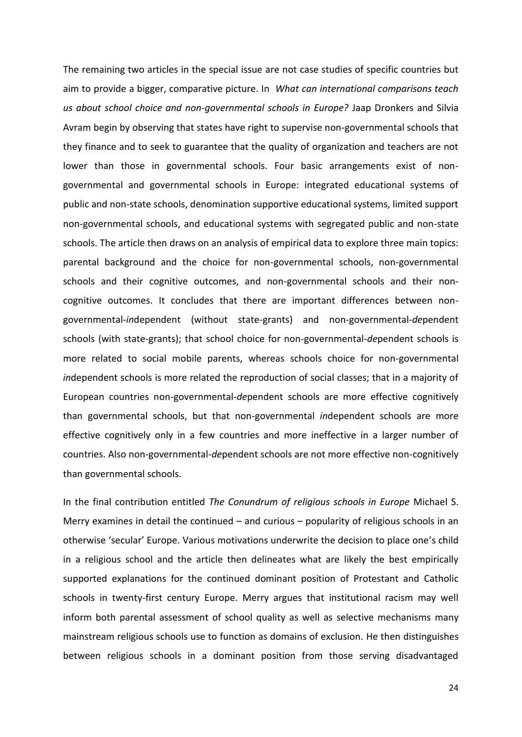The remaining two articles in the special issue are not case studies of specific countries but aim to provide a bigger, comparative picture. In *What can international comparisons teach us about school choice and non-governmental schools in Europe?* Jaap Dronkers and Silvia Avram begin by observing that states have right to supervise non-governmental schools that they finance and to seek to guarantee that the quality of organization and teachers are not lower than those in governmental schools. Four basic arrangements exist of non-governmental and governmental schools in Europe: integrated educational systems of public and non-state schools, denomination supportive educational systems, limited support non-governmental schools, and educational systems with segregated public and non-state schools. The article then draws on an analysis of empirical data to explore three main topics: parental background and the choice for non-governmental schools, non-governmental schools and their cognitive outcomes, and non-governmental schools and their non-cognitive outcomes. It concludes that there are important differences between non-governmental-*in*dependent (without state-grants) and non-governmental-*de*pendent schools (with state-grants); that school choice for non-governmental-*de*pendent schools is more related to social mobile parents, whereas schools choice for non-governmental *in*dependent schools is more related the reproduction of social classes; that in a majority of European countries non-governmental-*de*pendent schools are more effective cognitively than governmental schools, but that non-governmental *in*dependent schools are more effective cognitively only in a few countries and more ineffective in a larger number of countries. Also non-governmental-*de*pendent schools are not more effective non-cognitively than governmental schools.

In the final contribution entitled *The Conundrum of religious schools in Europe* Michael S. Merry examines in detail the continued – and curious – popularity of religious schools in an otherwise 'secular' Europe. Various motivations underwrite the decision to place one's child in a religious school and the article then delineates what are likely the best empirically supported explanations for the continued dominant position of Protestant and Catholic schools in twenty-first century Europe. Merry argues that institutional racism may well inform both parental assessment of school quality as well as selective mechanisms many mainstream religious schools use to function as domains of exclusion. He then distinguishes between religious schools in a dominant position from those serving disadvantaged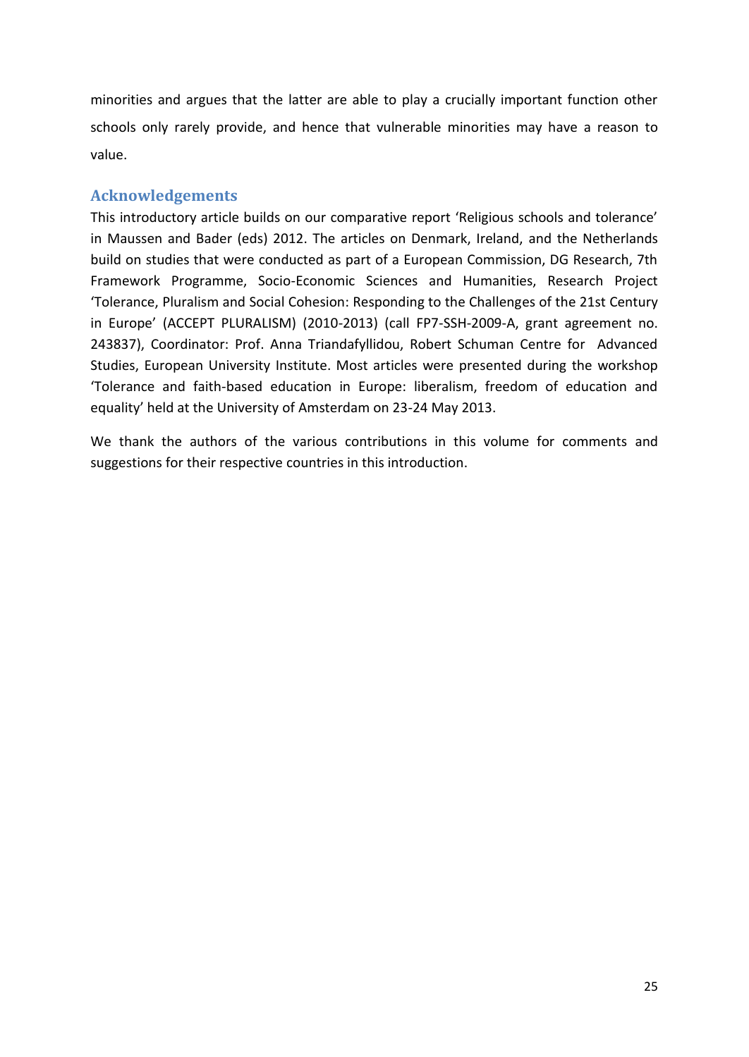minorities and argues that the latter are able to play a crucially important function other schools only rarely provide, and hence that vulnerable minorities may have a reason to value.

## Acknowledgements

This introductory article builds on our comparative report 'Religious schools and tolerance' in Maussen and Bader (eds) 2012. The articles on Denmark, Ireland, and the Netherlands build on studies that were conducted as part of a European Commission, DG Research, 7th Framework Programme, Socio-Economic Sciences and Humanities, Research Project 'Tolerance, Pluralism and Social Cohesion: Responding to the Challenges of the 21st Century in Europe' (ACCEPT PLURALISM) (2010-2013) (call FP7-SSH-2009-A, grant agreement no. 243837), Coordinator: Prof. Anna Triandafyllidou, Robert Schuman Centre for Advanced Studies, European University Institute. Most articles were presented during the workshop 'Tolerance and faith-based education in Europe: liberalism, freedom of education and equality' held at the University of Amsterdam on 23-24 May 2013.

We thank the authors of the various contributions in this volume for comments and suggestions for their respective countries in this introduction.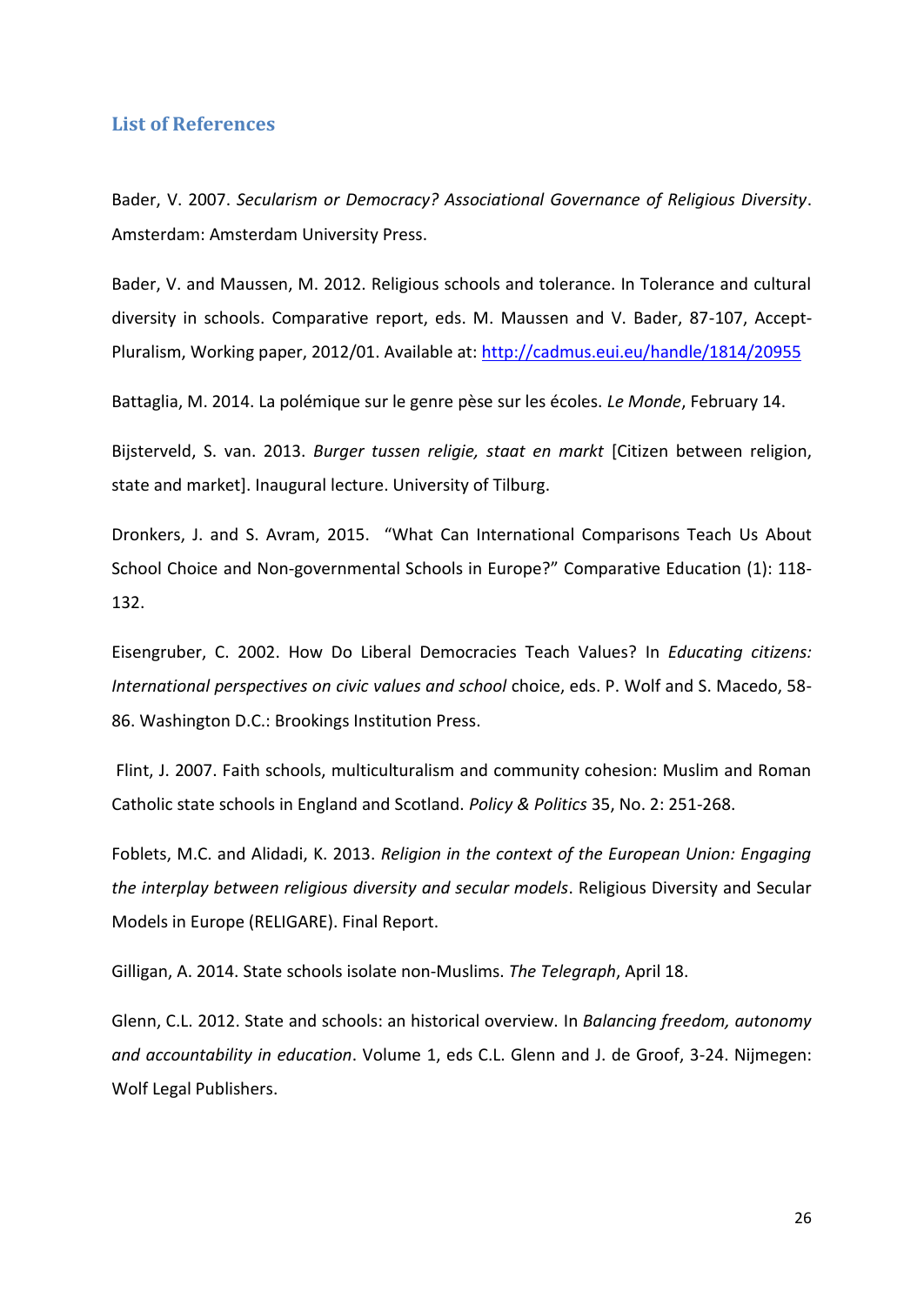## List of References

Bader, V. 2007. *Secularism or Democracy? Associational Governance of Religious Diversity*. Amsterdam: Amsterdam University Press.

Bader, V. and Maussen, M. 2012. Religious schools and tolerance. In Tolerance and cultural diversity in schools. Comparative report, eds. M. Maussen and V. Bader, 87-107, Accept-Pluralism, Working paper, 2012/01. Available at: http://cadmus.eui.eu/handle/1814/20955

Battaglia, M. 2014. La polémique sur le genre pèse sur les écoles. *Le Monde*, February 14.

Bijsterveld, S. van. 2013. *Burger tussen religie, staat en markt* [Citizen between religion, state and market]. Inaugural lecture. University of Tilburg.

Dronkers, J. and S. Avram, 2015. "What Can International Comparisons Teach Us About School Choice and Non-governmental Schools in Europe?" Comparative Education (1): 118-132.

Eisengruber, C. 2002. How Do Liberal Democracies Teach Values? In *Educating citizens: International perspectives on civic values and school* choice, eds. P. Wolf and S. Macedo, 58-86. Washington D.C.: Brookings Institution Press.

Flint, J. 2007. Faith schools, multiculturalism and community cohesion: Muslim and Roman Catholic state schools in England and Scotland. *Policy & Politics* 35, No. 2: 251-268.

Foblets, M.C. and Alidadi, K. 2013. *Religion in the context of the European Union: Engaging the interplay between religious diversity and secular models*. Religious Diversity and Secular Models in Europe (RELIGARE). Final Report.

Gilligan, A. 2014. State schools isolate non-Muslims. *The Telegraph*, April 18.

Glenn, C.L. 2012. State and schools: an historical overview. In *Balancing freedom, autonomy and accountability in education*. Volume 1, eds C.L. Glenn and J. de Groof, 3-24. Nijmegen: Wolf Legal Publishers.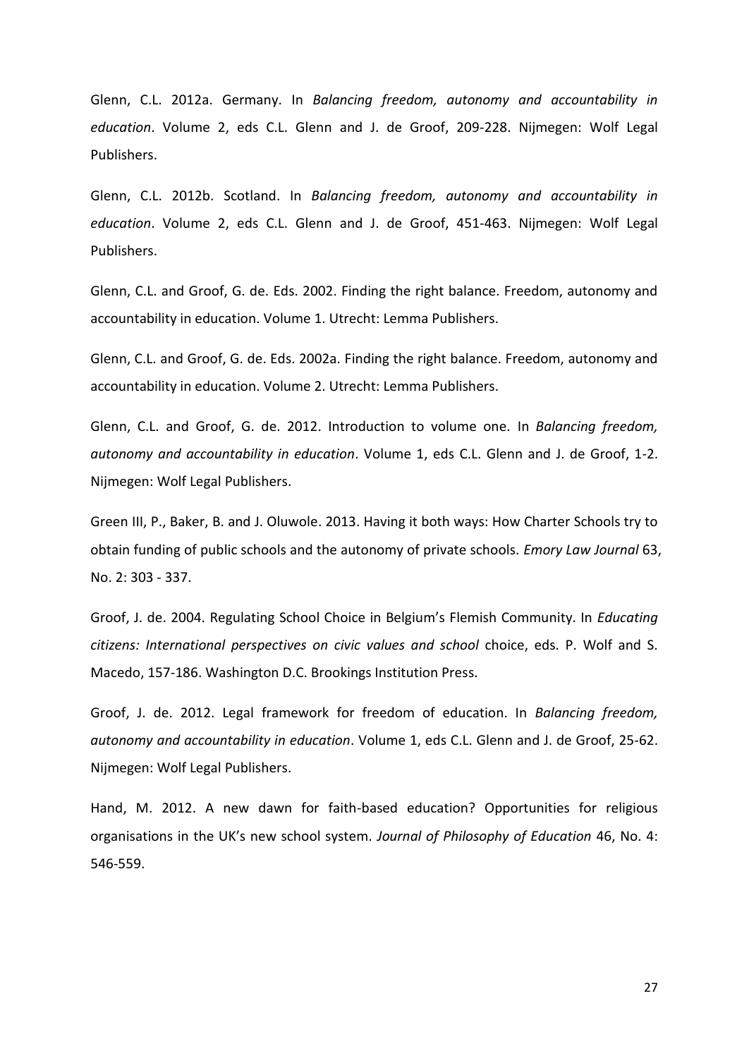Glenn, C.L. 2012a. Germany. In *Balancing freedom, autonomy and accountability in education*. Volume 2, eds C.L. Glenn and J. de Groof, 209-228. Nijmegen: Wolf Legal Publishers.

Glenn, C.L. 2012b. Scotland. In *Balancing freedom, autonomy and accountability in education*. Volume 2, eds C.L. Glenn and J. de Groof, 451-463. Nijmegen: Wolf Legal Publishers.

Glenn, C.L. and Groof, G. de. Eds. 2002. Finding the right balance. Freedom, autonomy and accountability in education. Volume 1. Utrecht: Lemma Publishers.

Glenn, C.L. and Groof, G. de. Eds. 2002a. Finding the right balance. Freedom, autonomy and accountability in education. Volume 2. Utrecht: Lemma Publishers.

Glenn, C.L. and Groof, G. de. 2012. Introduction to volume one. In *Balancing freedom, autonomy and accountability in education*. Volume 1, eds C.L. Glenn and J. de Groof, 1-2. Nijmegen: Wolf Legal Publishers.

Green III, P., Baker, B. and J. Oluwole. 2013. Having it both ways: How Charter Schools try to obtain funding of public schools and the autonomy of private schools. *Emory Law Journal* 63, No. 2: 303 - 337.

Groof, J. de. 2004. Regulating School Choice in Belgium's Flemish Community. In *Educating citizens: International perspectives on civic values and school* choice, eds. P. Wolf and S. Macedo, 157-186. Washington D.C. Brookings Institution Press.

Groof, J. de. 2012. Legal framework for freedom of education. In *Balancing freedom, autonomy and accountability in education*. Volume 1, eds C.L. Glenn and J. de Groof, 25-62. Nijmegen: Wolf Legal Publishers.

Hand, M. 2012. A new dawn for faith-based education? Opportunities for religious organisations in the UK's new school system. *Journal of Philosophy of Education* 46, No. 4: 546-559.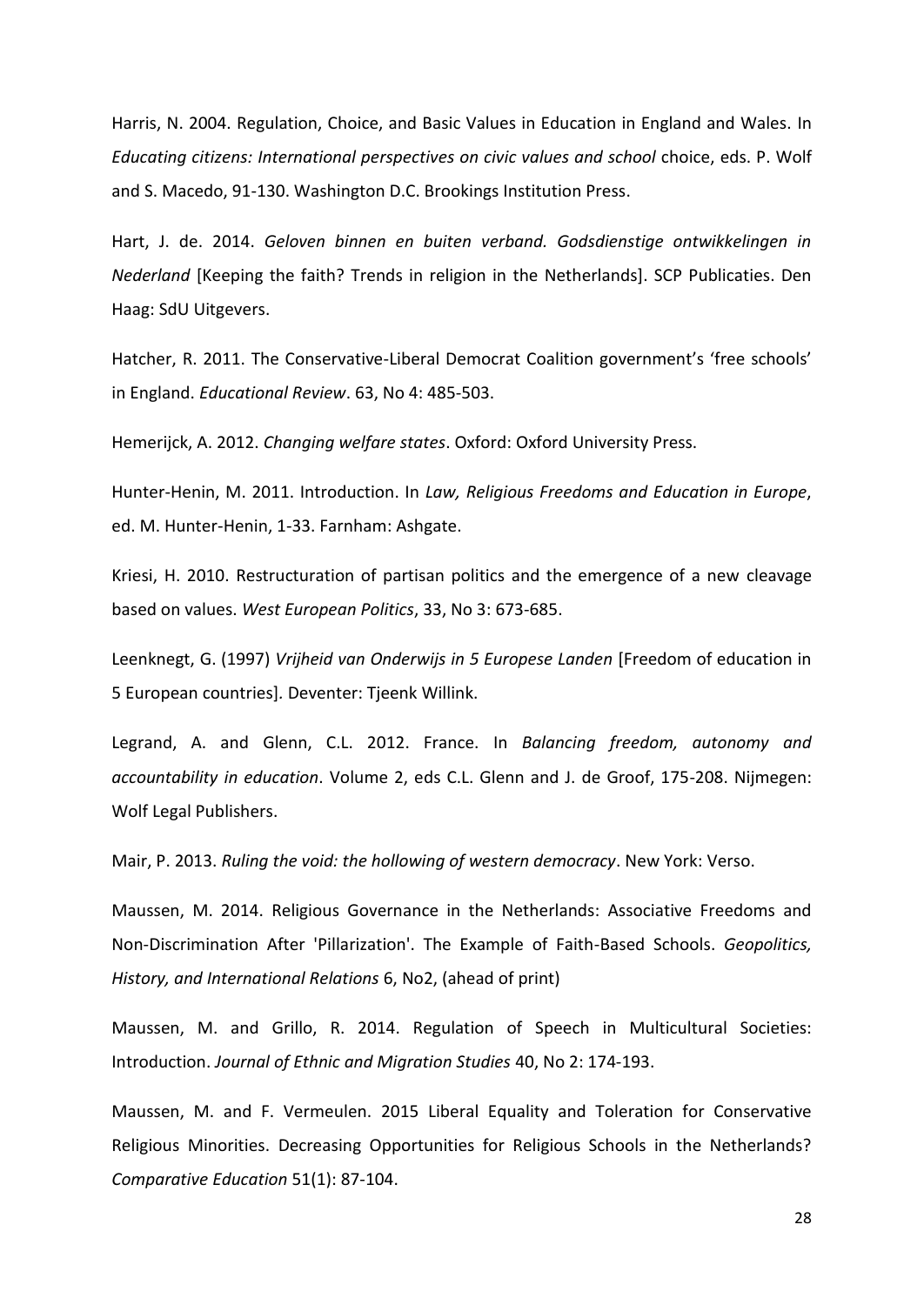Harris, N. 2004. Regulation, Choice, and Basic Values in Education in England and Wales. In *Educating citizens: International perspectives on civic values and school* choice, eds. P. Wolf and S. Macedo, 91-130. Washington D.C. Brookings Institution Press.

Hart, J. de. 2014. *Geloven binnen en buiten verband. Godsdienstige ontwikkelingen in Nederland* [Keeping the faith? Trends in religion in the Netherlands]. SCP Publicaties. Den Haag: SdU Uitgevers.

Hatcher, R. 2011. The Conservative-Liberal Democrat Coalition government's 'free schools' in England. *Educational Review*. 63, No 4: 485-503.

Hemerijck, A. 2012. *Changing welfare states*. Oxford: Oxford University Press.

Hunter-Henin, M. 2011. Introduction. In *Law, Religious Freedoms and Education in Europe*, ed. M. Hunter-Henin, 1-33. Farnham: Ashgate.

Kriesi, H. 2010. Restructuration of partisan politics and the emergence of a new cleavage based on values. *West European Politics*, 33, No 3: 673-685.

Leenknegt, G. (1997) *Vrijheid van Onderwijs in 5 Europese Landen* [Freedom of education in 5 European countries]. Deventer: Tjeenk Willink.

Legrand, A. and Glenn, C.L. 2012. France. In *Balancing freedom, autonomy and accountability in education*. Volume 2, eds C.L. Glenn and J. de Groof, 175-208. Nijmegen: Wolf Legal Publishers.

Mair, P. 2013. *Ruling the void: the hollowing of western democracy*. New York: Verso.

Maussen, M. 2014. Religious Governance in the Netherlands: Associative Freedoms and Non-Discrimination After 'Pillarization'. The Example of Faith-Based Schools. *Geopolitics, History, and International Relations* 6, No2, (ahead of print)

Maussen, M. and Grillo, R. 2014. Regulation of Speech in Multicultural Societies: Introduction. *Journal of Ethnic and Migration Studies* 40, No 2: 174-193.

Maussen, M. and F. Vermeulen. 2015 Liberal Equality and Toleration for Conservative Religious Minorities. Decreasing Opportunities for Religious Schools in the Netherlands? *Comparative Education* 51(1): 87-104.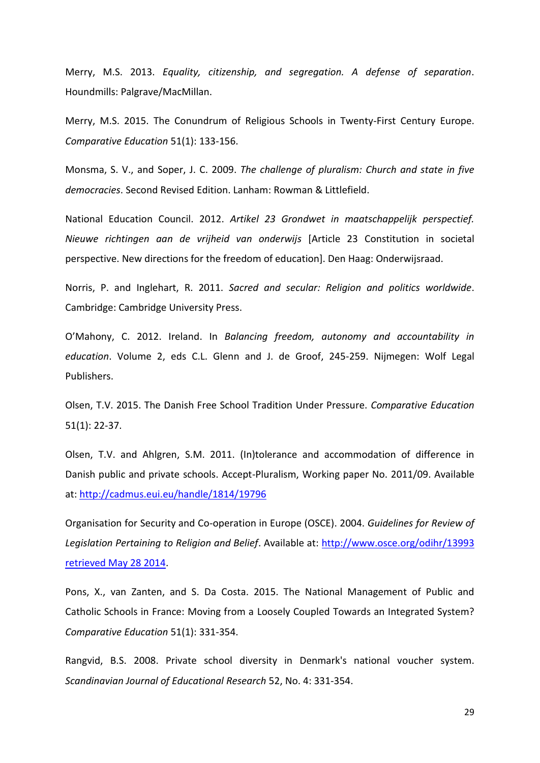Merry, M.S. 2013. *Equality, citizenship, and segregation. A defense of separation*. Houndmills: Palgrave/MacMillan.

Merry, M.S. 2015. The Conundrum of Religious Schools in Twenty-First Century Europe. *Comparative Education* 51(1): 133-156.

Monsma, S. V., and Soper, J. C. 2009. *The challenge of pluralism: Church and state in five democracies*. Second Revised Edition. Lanham: Rowman & Littlefield.

National Education Council. 2012. *Artikel 23 Grondwet in maatschappelijk perspectief. Nieuwe richtingen aan de vrijheid van onderwijs* [Article 23 Constitution in societal perspective. New directions for the freedom of education]. Den Haag: Onderwijsraad.

Norris, P. and Inglehart, R. 2011. *Sacred and secular: Religion and politics worldwide*. Cambridge: Cambridge University Press.

O'Mahony, C. 2012. Ireland. In *Balancing freedom, autonomy and accountability in education*. Volume 2, eds C.L. Glenn and J. de Groof, 245-259. Nijmegen: Wolf Legal Publishers.

Olsen, T.V. 2015. The Danish Free School Tradition Under Pressure. *Comparative Education* 51(1): 22-37.

Olsen, T.V. and Ahlgren, S.M. 2011. (In)tolerance and accommodation of difference in Danish public and private schools. Accept-Pluralism, Working paper No. 2011/09. Available at: http://cadmus.eui.eu/handle/1814/19796

Organisation for Security and Co-operation in Europe (OSCE). 2004. *Guidelines for Review of Legislation Pertaining to Religion and Belief*. Available at: http://www.osce.org/odihr/13993 retrieved May 28 2014.

Pons, X., van Zanten, and S. Da Costa. 2015. The National Management of Public and Catholic Schools in France: Moving from a Loosely Coupled Towards an Integrated System? *Comparative Education* 51(1): 331-354.

Rangvid, B.S. 2008. Private school diversity in Denmark's national voucher system. *Scandinavian Journal of Educational Research* 52, No. 4: 331-354.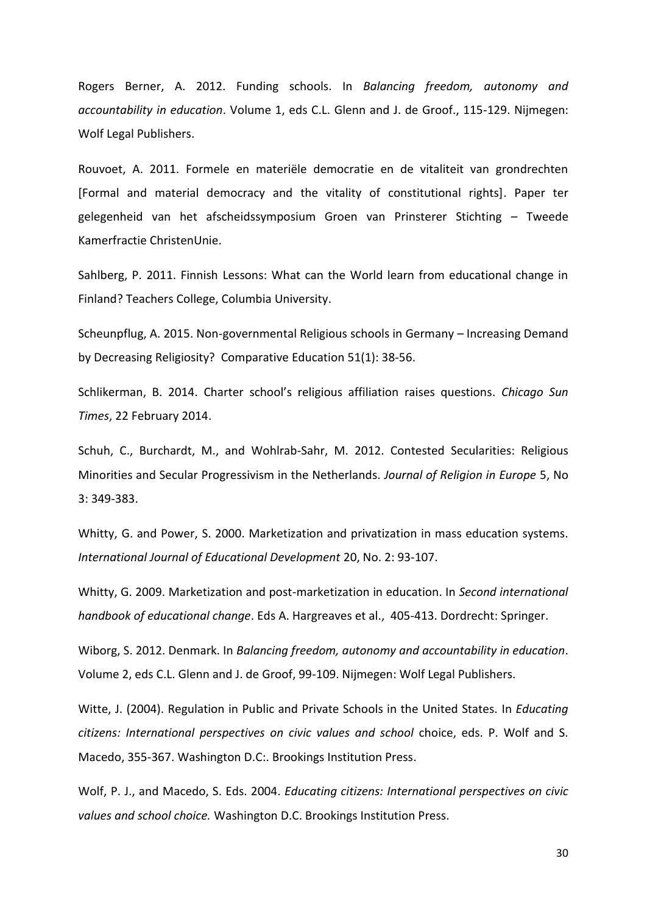Rogers Berner, A. 2012. Funding schools. In *Balancing freedom, autonomy and accountability in education*. Volume 1, eds C.L. Glenn and J. de Groof., 115-129. Nijmegen: Wolf Legal Publishers.

Rouvoet, A. 2011. Formele en materiële democratie en de vitaliteit van grondrechten [Formal and material democracy and the vitality of constitutional rights]. Paper ter gelegenheid van het afscheidssymposium Groen van Prinsterer Stichting – Tweede Kamerfractie ChristenUnie.

Sahlberg, P. 2011. Finnish Lessons: What can the World learn from educational change in Finland? Teachers College, Columbia University.

Scheunpflug, A. 2015. Non-governmental Religious schools in Germany – Increasing Demand by Decreasing Religiosity? Comparative Education 51(1): 38-56.

Schlikerman, B. 2014. Charter school's religious affiliation raises questions. *Chicago Sun Times*, 22 February 2014.

Schuh, C., Burchardt, M., and Wohlrab-Sahr, M. 2012. Contested Secularities: Religious Minorities and Secular Progressivism in the Netherlands. *Journal of Religion in Europe* 5, No 3: 349-383.

Whitty, G. and Power, S. 2000. Marketization and privatization in mass education systems. *International Journal of Educational Development* 20, No. 2: 93-107.

Whitty, G. 2009. Marketization and post-marketization in education. In *Second international handbook of educational change*. Eds A. Hargreaves et al., 405-413. Dordrecht: Springer.

Wiborg, S. 2012. Denmark. In *Balancing freedom, autonomy and accountability in education*. Volume 2, eds C.L. Glenn and J. de Groof, 99-109. Nijmegen: Wolf Legal Publishers.

Witte, J. (2004). Regulation in Public and Private Schools in the United States. In *Educating citizens: International perspectives on civic values and school* choice, eds. P. Wolf and S. Macedo, 355-367. Washington D.C:. Brookings Institution Press.

Wolf, P. J., and Macedo, S. Eds. 2004. *Educating citizens: International perspectives on civic values and school choice.* Washington D.C. Brookings Institution Press.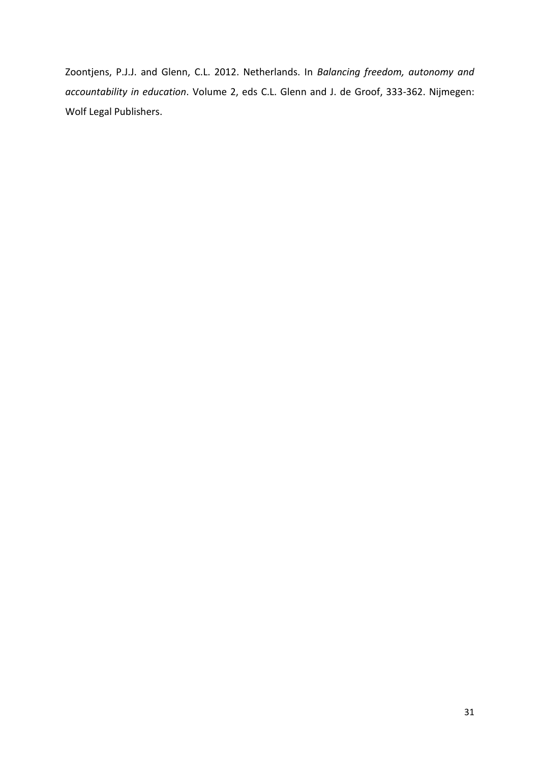Zoontjens, P.J.J. and Glenn, C.L. 2012. Netherlands. In *Balancing freedom, autonomy and accountability in education*. Volume 2, eds C.L. Glenn and J. de Groof, 333-362. Nijmegen: Wolf Legal Publishers.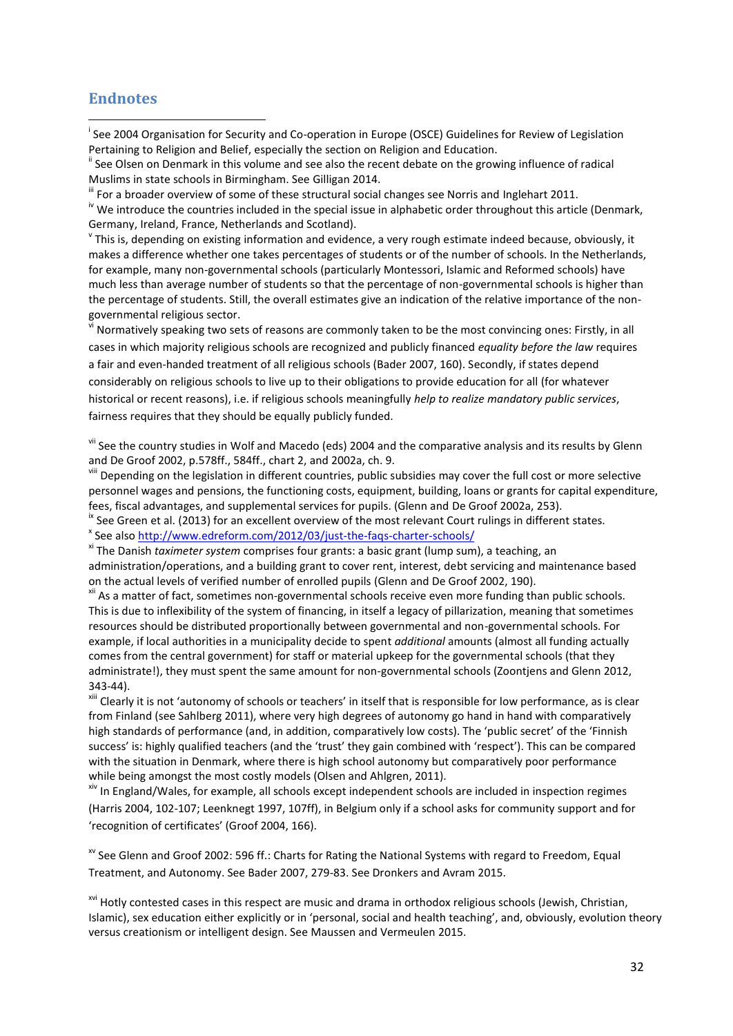## Endnotes

[i] See 2004 Organisation for Security and Co-operation in Europe (OSCE) Guidelines for Review of Legislation Pertaining to Religion and Belief, especially the section on Religion and Education.

[ii] See Olsen on Denmark in this volume and see also the recent debate on the growing influence of radical Muslims in state schools in Birmingham. See Gilligan 2014.

[iii] For a broader overview of some of these structural social changes see Norris and Inglehart 2011.

[iv] We introduce the countries included in the special issue in alphabetic order throughout this article (Denmark, Germany, Ireland, France, Netherlands and Scotland).

[v] This is, depending on existing information and evidence, a very rough estimate indeed because, obviously, it makes a difference whether one takes percentages of students or of the number of schools. In the Netherlands, for example, many non-governmental schools (particularly Montessori, Islamic and Reformed schools) have much less than average number of students so that the percentage of non-governmental schools is higher than the percentage of students. Still, the overall estimates give an indication of the relative importance of the non-governmental religious sector.

[vi] Normatively speaking two sets of reasons are commonly taken to be the most convincing ones: Firstly, in all cases in which majority religious schools are recognized and publicly financed *equality before the law* requires a fair and even-handed treatment of all religious schools (Bader 2007, 160). Secondly, if states depend considerably on religious schools to live up to their obligations to provide education for all (for whatever historical or recent reasons), i.e. if religious schools meaningfully *help to realize mandatory public services*, fairness requires that they should be equally publicly funded.

[vii] See the country studies in Wolf and Macedo (eds) 2004 and the comparative analysis and its results by Glenn and De Groof 2002, p.578ff., 584ff., chart 2, and 2002a, ch. 9.

[viii] Depending on the legislation in different countries, public subsidies may cover the full cost or more selective personnel wages and pensions, the functioning costs, equipment, building, loans or grants for capital expenditure, fees, fiscal advantages, and supplemental services for pupils. (Glenn and De Groof 2002a, 253).

[ix] See Green et al. (2013) for an excellent overview of the most relevant Court rulings in different states.

[x] See also http://www.edreform.com/2012/03/just-the-faqs-charter-schools/

[xi] The Danish *taximeter system* comprises four grants: a basic grant (lump sum), a teaching, an administration/operations, and a building grant to cover rent, interest, debt servicing and maintenance based on the actual levels of verified number of enrolled pupils (Glenn and De Groof 2002, 190).

[xii] As a matter of fact, sometimes non-governmental schools receive even more funding than public schools. This is due to inflexibility of the system of financing, in itself a legacy of pillarization, meaning that sometimes resources should be distributed proportionally between governmental and non-governmental schools. For example, if local authorities in a municipality decide to spent *additional* amounts (almost all funding actually comes from the central government) for staff or material upkeep for the governmental schools (that they administrate!), they must spent the same amount for non-governmental schools (Zoontjens and Glenn 2012, 343-44).

[xiii] Clearly it is not 'autonomy of schools or teachers' in itself that is responsible for low performance, as is clear from Finland (see Sahlberg 2011), where very high degrees of autonomy go hand in hand with comparatively high standards of performance (and, in addition, comparatively low costs). The 'public secret' of the 'Finnish success' is: highly qualified teachers (and the 'trust' they gain combined with 'respect'). This can be compared with the situation in Denmark, where there is high school autonomy but comparatively poor performance while being amongst the most costly models (Olsen and Ahlgren, 2011).

[xiv] In England/Wales, for example, all schools except independent schools are included in inspection regimes (Harris 2004, 102-107; Leenknegt 1997, 107ff), in Belgium only if a school asks for community support and for 'recognition of certificates' (Groof 2004, 166).

[xv] See Glenn and Groof 2002: 596 ff.: Charts for Rating the National Systems with regard to Freedom, Equal Treatment, and Autonomy. See Bader 2007, 279-83. See Dronkers and Avram 2015.

[xvi] Hotly contested cases in this respect are music and drama in orthodox religious schools (Jewish, Christian, Islamic), sex education either explicitly or in 'personal, social and health teaching', and, obviously, evolution theory versus creationism or intelligent design. See Maussen and Vermeulen 2015.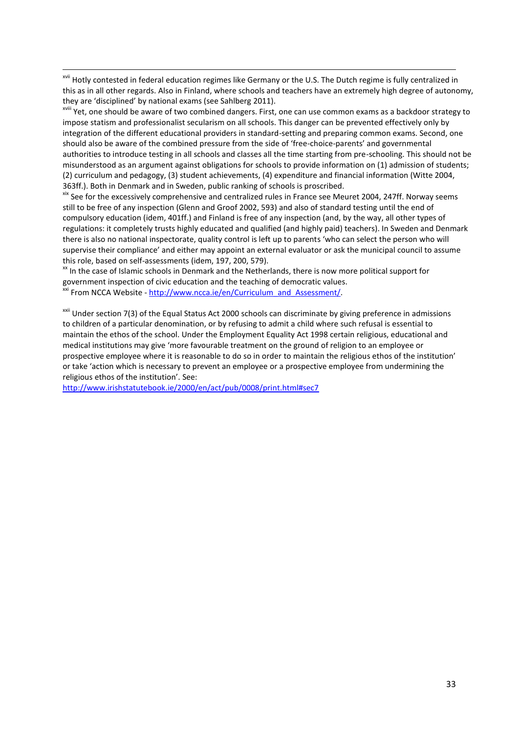[xvii] Hotly contested in federal education regimes like Germany or the U.S. The Dutch regime is fully centralized in this as in all other regards. Also in Finland, where schools and teachers have an extremely high degree of autonomy, they are 'disciplined' by national exams (see Sahlberg 2011).

[xviii] Yet, one should be aware of two combined dangers. First, one can use common exams as a backdoor strategy to impose statism and professionalist secularism on all schools. This danger can be prevented effectively only by integration of the different educational providers in standard-setting and preparing common exams. Second, one should also be aware of the combined pressure from the side of 'free-choice-parents' and governmental authorities to introduce testing in all schools and classes all the time starting from pre-schooling. This should not be misunderstood as an argument against obligations for schools to provide information on (1) admission of students; (2) curriculum and pedagogy, (3) student achievements, (4) expenditure and financial information (Witte 2004, 363ff.). Both in Denmark and in Sweden, public ranking of schools is proscribed.

[xix] See for the excessively comprehensive and centralized rules in France see Meuret 2004, 247ff. Norway seems still to be free of any inspection (Glenn and Groof 2002, 593) and also of standard testing until the end of compulsory education (idem, 401ff.) and Finland is free of any inspection (and, by the way, all other types of regulations: it completely trusts highly educated and qualified (and highly paid) teachers). In Sweden and Denmark there is also no national inspectorate, quality control is left up to parents 'who can select the person who will supervise their compliance' and either may appoint an external evaluator or ask the municipal council to assume this role, based on self-assessments (idem, 197, 200, 579).

[xx] In the case of Islamic schools in Denmark and the Netherlands, there is now more political support for government inspection of civic education and the teaching of democratic values.

[xxi] From NCCA Website - http://www.ncca.ie/en/Curriculum_and_Assessment/.

[xxii] Under section 7(3) of the Equal Status Act 2000 schools can discriminate by giving preference in admissions to children of a particular denomination, or by refusing to admit a child where such refusal is essential to maintain the ethos of the school. Under the Employment Equality Act 1998 certain religious, educational and medical institutions may give 'more favourable treatment on the ground of religion to an employee or prospective employee where it is reasonable to do so in order to maintain the religious ethos of the institution' or take 'action which is necessary to prevent an employee or a prospective employee from undermining the religious ethos of the institution'. See: http://www.irishstatutebook.ie/2000/en/act/pub/0008/print.html#sec7